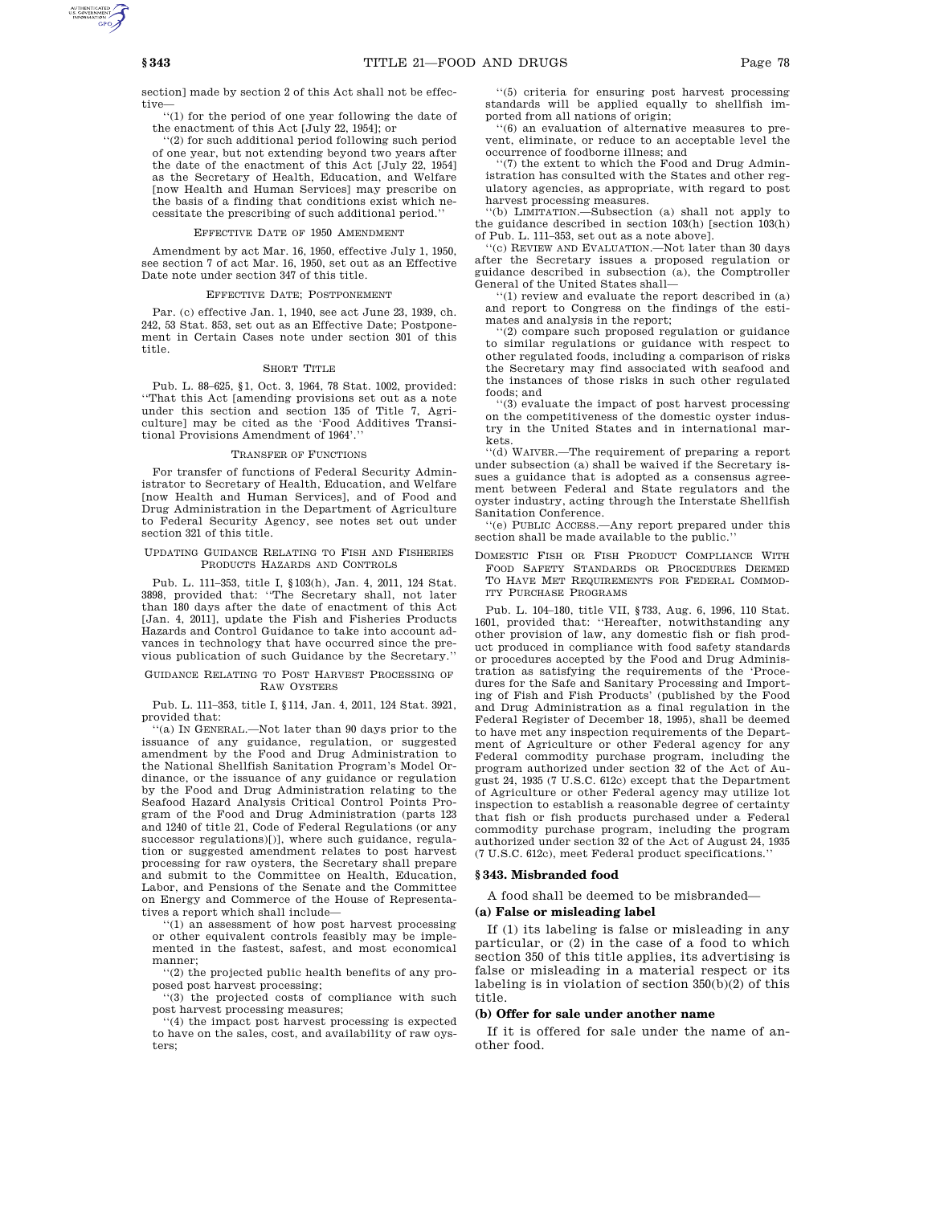section] made by section 2 of this Act shall not be effective—

''(1) for the period of one year following the date of the enactment of this Act [July 22, 1954]; or

''(2) for such additional period following such period of one year, but not extending beyond two years after the date of the enactment of this Act [July 22, 1954] as the Secretary of Health, Education, and Welfare [now Health and Human Services] may prescribe on the basis of a finding that conditions exist which necessitate the prescribing of such additional period.''

EFFECTIVE DATE OF 1950 AMENDMENT

Amendment by act Mar. 16, 1950, effective July 1, 1950, see section 7 of act Mar. 16, 1950, set out as an Effective Date note under section 347 of this title.

EFFECTIVE DATE; POSTPONEMENT

Par. (c) effective Jan. 1, 1940, see act June 23, 1939, ch. 242, 53 Stat. 853, set out as an Effective Date; Postponement in Certain Cases note under section 301 of this title.

SHORT TITLE

Pub. L. 88–625, §1, Oct. 3, 1964, 78 Stat. 1002, provided: ''That this Act [amending provisions set out as a note under this section and section 135 of Title 7, Agriculture] may be cited as the 'Food Additives Transitional Provisions Amendment of 1964'.''

TRANSFER OF FUNCTIONS

For transfer of functions of Federal Security Administrator to Secretary of Health, Education, and Welfare [now Health and Human Services], and of Food and Drug Administration in the Department of Agriculture to Federal Security Agency, see notes set out under section 321 of this title.

UPDATING GUIDANCE RELATING TO FISH AND FISHERIES PRODUCTS HAZARDS AND CONTROLS

Pub. L. 111–353, title I, §103(h), Jan. 4, 2011, 124 Stat. 3898, provided that: ''The Secretary shall, not later than 180 days after the date of enactment of this Act [Jan. 4, 2011], update the Fish and Fisheries Products Hazards and Control Guidance to take into account advances in technology that have occurred since the previous publication of such Guidance by the Secretary.''

GUIDANCE RELATING TO POST HARVEST PROCESSING OF RAW OYSTERS

Pub. L. 111–353, title I, §114, Jan. 4, 2011, 124 Stat. 3921, provided that:

''(a) IN GENERAL.—Not later than 90 days prior to the issuance of any guidance, regulation, or suggested amendment by the Food and Drug Administration to the National Shellfish Sanitation Program's Model Ordinance, or the issuance of any guidance or regulation by the Food and Drug Administration relating to the Seafood Hazard Analysis Critical Control Points Program of the Food and Drug Administration (parts 123 and 1240 of title 21, Code of Federal Regulations (or any successor regulations)[)], where such guidance, regulation or suggested amendment relates to post harvest processing for raw oysters, the Secretary shall prepare and submit to the Committee on Health, Education, Labor, and Pensions of the Senate and the Committee on Energy and Commerce of the House of Representatives a report which shall include—

''(1) an assessment of how post harvest processing or other equivalent controls feasibly may be implemented in the fastest, safest, and most economical manner;

''(2) the projected public health benefits of any proposed post harvest processing;

''(3) the projected costs of compliance with such post harvest processing measures;

''(4) the impact post harvest processing is expected to have on the sales, cost, and availability of raw oysters;

''(5) criteria for ensuring post harvest processing standards will be applied equally to shellfish imported from all nations of origin;

''(6) an evaluation of alternative measures to prevent, eliminate, or reduce to an acceptable level the occurrence of foodborne illness; and

''(7) the extent to which the Food and Drug Administration has consulted with the States and other regulatory agencies, as appropriate, with regard to post harvest processing measures.

''(b) LIMITATION.—Subsection (a) shall not apply to the guidance described in section 103(h) [section 103(h) of Pub. L. 111–353, set out as a note above].

''(c) REVIEW AND EVALUATION.—Not later than 30 days after the Secretary issues a proposed regulation or guidance described in subsection (a), the Comptroller General of the United States shall—

''(1) review and evaluate the report described in (a) and report to Congress on the findings of the estimates and analysis in the report;

''(2) compare such proposed regulation or guidance to similar regulations or guidance with respect to other regulated foods, including a comparison of risks the Secretary may find associated with seafood and the instances of those risks in such other regulated foods; and

''(3) evaluate the impact of post harvest processing on the competitiveness of the domestic oyster industry in the United States and in international markets.

''(d) WAIVER.—The requirement of preparing a report under subsection (a) shall be waived if the Secretary issues a guidance that is adopted as a consensus agreement between Federal and State regulators and the oyster industry, acting through the Interstate Shellfish Sanitation Conference.

''(e) PUBLIC ACCESS.—Any report prepared under this section shall be made available to the public.''

DOMESTIC FISH OR FISH PRODUCT COMPLIANCE WITH FOOD SAFETY STANDARDS OR PROCEDURES DEEMED TO HAVE MET REQUIREMENTS FOR FEDERAL COMMODITY PURCHASE PROGRAMS

Pub. L. 104–180, title VII, §733, Aug. 6, 1996, 110 Stat. 1601, provided that: ''Hereafter, notwithstanding any other provision of law, any domestic fish or fish product produced in compliance with food safety standards or procedures accepted by the Food and Drug Administration as satisfying the requirements of the 'Procedures for the Safe and Sanitary Processing and Importing of Fish and Fish Products' (published by the Food and Drug Administration as a final regulation in the Federal Register of December 18, 1995), shall be deemed to have met any inspection requirements of the Department of Agriculture or other Federal agency for any Federal commodity purchase program, including the program authorized under section 32 of the Act of August 24, 1935 (7 U.S.C. 612c) except that the Department of Agriculture or other Federal agency may utilize lot inspection to establish a reasonable degree of certainty that fish or fish products purchased under a Federal commodity purchase program, including the program authorized under section 32 of the Act of August 24, 1935 (7 U.S.C. 612c), meet Federal product specifications.''

## §343. Misbranded food

A food shall be deemed to be misbranded—

**(a) False or misleading label**

If (1) its labeling is false or misleading in any particular, or (2) in the case of a food to which section 350 of this title applies, its advertising is false or misleading in a material respect or its labeling is in violation of section 350(b)(2) of this title.

**(b) Offer for sale under another name**

If it is offered for sale under the name of another food.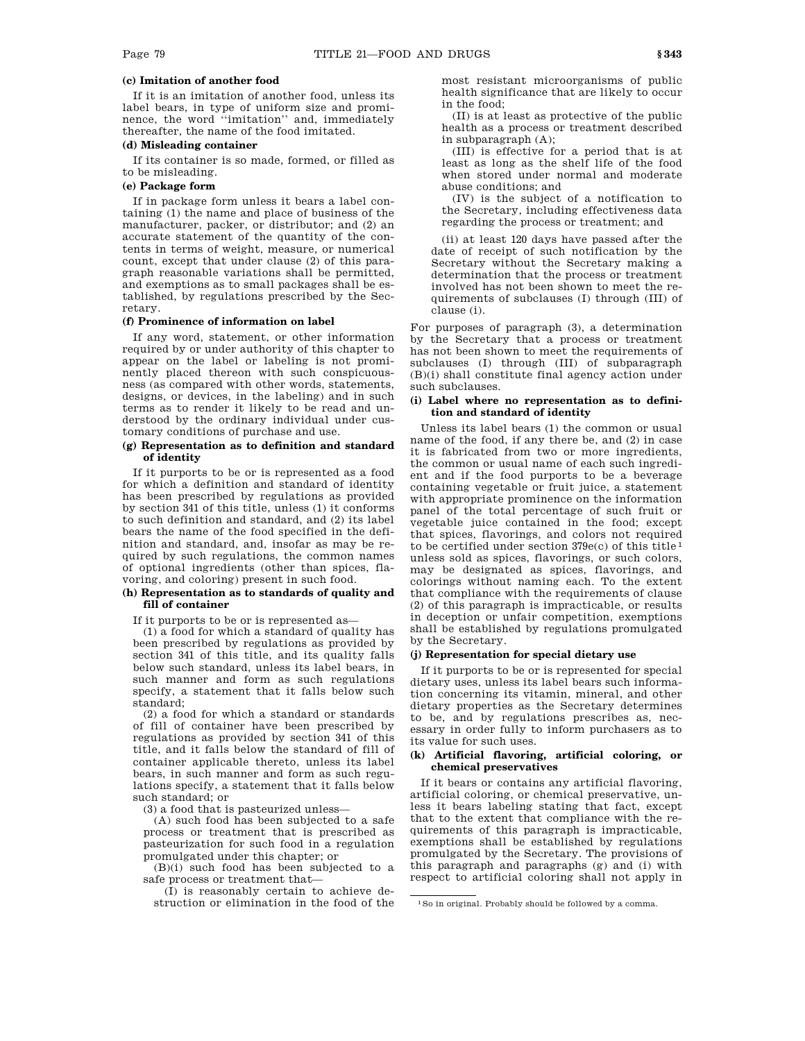**(c) Imitation of another food**

If it is an imitation of another food, unless its label bears, in type of uniform size and prominence, the word "imitation" and, immediately thereafter, the name of the food imitated.

**(d) Misleading container**

If its container is so made, formed, or filled as to be misleading.

**(e) Package form**

If in package form unless it bears a label containing (1) the name and place of business of the manufacturer, packer, or distributor; and (2) an accurate statement of the quantity of the contents in terms of weight, measure, or numerical count, except that under clause (2) of this paragraph reasonable variations shall be permitted, and exemptions as to small packages shall be established, by regulations prescribed by the Secretary.

**(f) Prominence of information on label**

If any word, statement, or other information required by or under authority of this chapter to appear on the label or labeling is not prominently placed thereon with such conspicuousness (as compared with other words, statements, designs, or devices, in the labeling) and in such terms as to render it likely to be read and understood by the ordinary individual under customary conditions of purchase and use.

**(g) Representation as to definition and standard of identity**

If it purports to be or is represented as a food for which a definition and standard of identity has been prescribed by regulations as provided by section 341 of this title, unless (1) it conforms to such definition and standard, and (2) its label bears the name of the food specified in the definition and standard, and, insofar as may be required by such regulations, the common names of optional ingredients (other than spices, flavoring, and coloring) present in such food.

**(h) Representation as to standards of quality and fill of container**

If it purports to be or is represented as—

(1) a food for which a standard of quality has been prescribed by regulations as provided by section 341 of this title, and its quality falls below such standard, unless its label bears, in such manner and form as such regulations specify, a statement that it falls below such standard;

(2) a food for which a standard or standards of fill of container have been prescribed by regulations as provided by section 341 of this title, and it falls below the standard of fill of container applicable thereto, unless its label bears, in such manner and form as such regulations specify, a statement that it falls below such standard; or

(3) a food that is pasteurized unless—

(A) such food has been subjected to a safe process or treatment that is prescribed as pasteurization for such food in a regulation promulgated under this chapter; or

(B)(i) such food has been subjected to a safe process or treatment that—

(I) is reasonably certain to achieve destruction or elimination in the food of the most resistant microorganisms of public health significance that are likely to occur in the food;

(II) is at least as protective of the public health as a process or treatment described in subparagraph (A);

(III) is effective for a period that is at least as long as the shelf life of the food when stored under normal and moderate abuse conditions; and

(IV) is the subject of a notification to the Secretary, including effectiveness data regarding the process or treatment; and

(ii) at least 120 days have passed after the date of receipt of such notification by the Secretary without the Secretary making a determination that the process or treatment involved has not been shown to meet the requirements of subclauses (I) through (III) of clause (i).

For purposes of paragraph (3), a determination by the Secretary that a process or treatment has not been shown to meet the requirements of subclauses (I) through (III) of subparagraph (B)(i) shall constitute final agency action under such subclauses.

**(i) Label where no representation as to definition and standard of identity**

Unless its label bears (1) the common or usual name of the food, if any there be, and (2) in case it is fabricated from two or more ingredients, the common or usual name of each such ingredient and if the food purports to be a beverage containing vegetable or fruit juice, a statement with appropriate prominence on the information panel of the total percentage of such fruit or vegetable juice contained in the food; except that spices, flavorings, and colors not required to be certified under section 379e(c) of this title[1] unless sold as spices, flavorings, or such colors, may be designated as spices, flavorings, and colorings without naming each. To the extent that compliance with the requirements of clause (2) of this paragraph is impracticable, or results in deception or unfair competition, exemptions shall be established by regulations promulgated by the Secretary.

**(j) Representation for special dietary use**

If it purports to be or is represented for special dietary uses, unless its label bears such information concerning its vitamin, mineral, and other dietary properties as the Secretary determines to be, and by regulations prescribes as, necessary in order fully to inform purchasers as to its value for such uses.

**(k) Artificial flavoring, artificial coloring, or chemical preservatives**

If it bears or contains any artificial flavoring, artificial coloring, or chemical preservative, unless it bears labeling stating that fact, except that to the extent that compliance with the requirements of this paragraph is impracticable, exemptions shall be established by regulations promulgated by the Secretary. The provisions of this paragraph and paragraphs (g) and (i) with respect to artificial coloring shall not apply in

[1] So in original. Probably should be followed by a comma.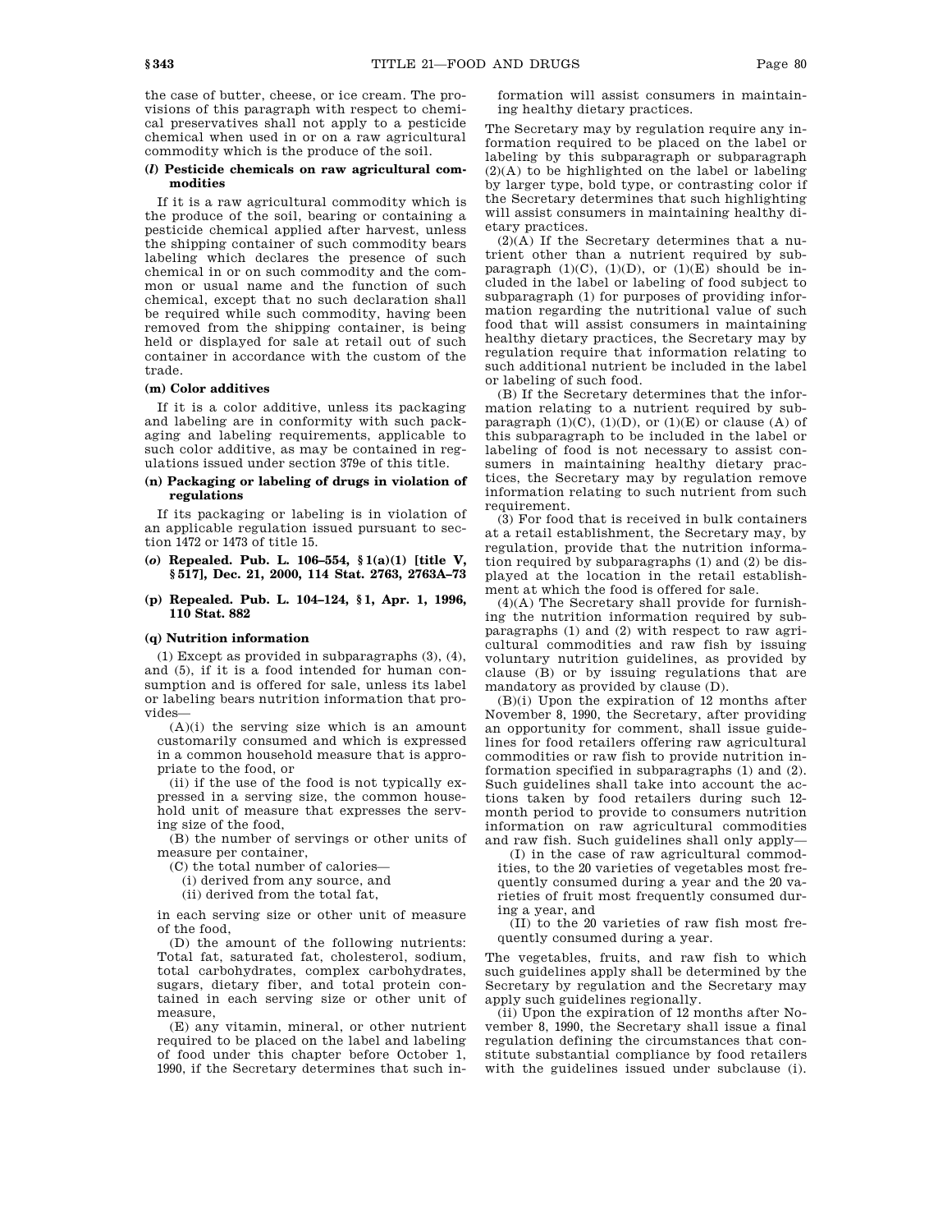the case of butter, cheese, or ice cream. The provisions of this paragraph with respect to chemical preservatives shall not apply to a pesticide chemical when used in or on a raw agricultural commodity which is the produce of the soil.

#### (*l*) Pesticide chemicals on raw agricultural commodities

If it is a raw agricultural commodity which is the produce of the soil, bearing or containing a pesticide chemical applied after harvest, unless the shipping container of such commodity bears labeling which declares the presence of such chemical in or on such commodity and the common or usual name and the function of such chemical, except that no such declaration shall be required while such commodity, having been removed from the shipping container, is being held or displayed for sale at retail out of such container in accordance with the custom of the trade.

#### (m) Color additives

If it is a color additive, unless its packaging and labeling are in conformity with such packaging and labeling requirements, applicable to such color additive, as may be contained in regulations issued under section 379e of this title.

#### (n) Packaging or labeling of drugs in violation of regulations

If its packaging or labeling is in violation of an applicable regulation issued pursuant to section 1472 or 1473 of title 15.

#### (*o*) Repealed. Pub. L. 106–554, §1(a)(1) [title V, §517], Dec. 21, 2000, 114 Stat. 2763, 2763A–73

#### (p) Repealed. Pub. L. 104–124, §1, Apr. 1, 1996, 110 Stat. 882

#### (q) Nutrition information

(1) Except as provided in subparagraphs (3), (4), and (5), if it is a food intended for human consumption and is offered for sale, unless its label or labeling bears nutrition information that provides—

(A)(i) the serving size which is an amount customarily consumed and which is expressed in a common household measure that is appropriate to the food, or

(ii) if the use of the food is not typically expressed in a serving size, the common household unit of measure that expresses the serving size of the food,

(B) the number of servings or other units of measure per container,

(C) the total number of calories—

(i) derived from any source, and

(ii) derived from the total fat,

in each serving size or other unit of measure of the food,

(D) the amount of the following nutrients: Total fat, saturated fat, cholesterol, sodium, total carbohydrates, complex carbohydrates, sugars, dietary fiber, and total protein contained in each serving size or other unit of measure,

(E) any vitamin, mineral, or other nutrient required to be placed on the label and labeling of food under this chapter before October 1, 1990, if the Secretary determines that such information will assist consumers in maintaining healthy dietary practices.

The Secretary may by regulation require any information required to be placed on the label or labeling by this subparagraph or subparagraph (2)(A) to be highlighted on the label or labeling by larger type, bold type, or contrasting color if the Secretary determines that such highlighting will assist consumers in maintaining healthy dietary practices.

(2)(A) If the Secretary determines that a nutrient other than a nutrient required by subparagraph (1)(C), (1)(D), or (1)(E) should be included in the label or labeling of food subject to subparagraph (1) for purposes of providing information regarding the nutritional value of such food that will assist consumers in maintaining healthy dietary practices, the Secretary may by regulation require that information relating to such additional nutrient be included in the label or labeling of such food.

(B) If the Secretary determines that the information relating to a nutrient required by subparagraph (1)(C), (1)(D), or (1)(E) or clause (A) of this subparagraph to be included in the label or labeling of food is not necessary to assist consumers in maintaining healthy dietary practices, the Secretary may by regulation remove information relating to such nutrient from such requirement.

(3) For food that is received in bulk containers at a retail establishment, the Secretary may, by regulation, provide that the nutrition information required by subparagraphs (1) and (2) be displayed at the location in the retail establishment at which the food is offered for sale.

(4)(A) The Secretary shall provide for furnishing the nutrition information required by subparagraphs (1) and (2) with respect to raw agricultural commodities and raw fish by issuing voluntary nutrition guidelines, as provided by clause (B) or by issuing regulations that are mandatory as provided by clause (D).

(B)(i) Upon the expiration of 12 months after November 8, 1990, the Secretary, after providing an opportunity for comment, shall issue guidelines for food retailers offering raw agricultural commodities or raw fish to provide nutrition information specified in subparagraphs (1) and (2). Such guidelines shall take into account the actions taken by food retailers during such 12-month period to provide to consumers nutrition information on raw agricultural commodities and raw fish. Such guidelines shall only apply—

(I) in the case of raw agricultural commodities, to the 20 varieties of vegetables most frequently consumed during a year and the 20 varieties of fruit most frequently consumed during a year, and

(II) to the 20 varieties of raw fish most frequently consumed during a year.

The vegetables, fruits, and raw fish to which such guidelines apply shall be determined by the Secretary by regulation and the Secretary may apply such guidelines regionally.

(ii) Upon the expiration of 12 months after November 8, 1990, the Secretary shall issue a final regulation defining the circumstances that constitute substantial compliance by food retailers with the guidelines issued under subclause (i).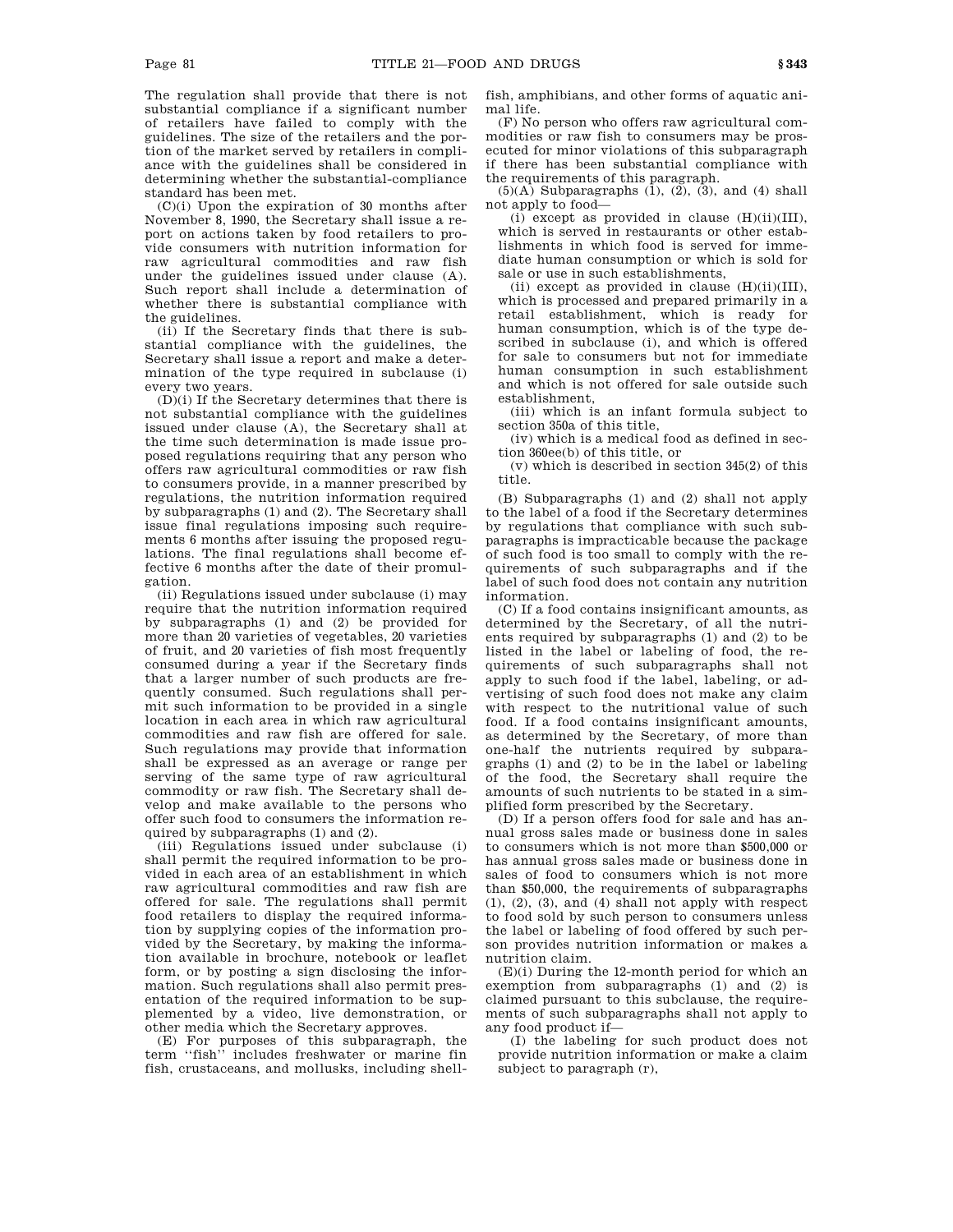The regulation shall provide that there is not substantial compliance if a significant number of retailers have failed to comply with the guidelines. The size of the retailers and the portion of the market served by retailers in compliance with the guidelines shall be considered in determining whether the substantial-compliance standard has been met.

(C)(i) Upon the expiration of 30 months after November 8, 1990, the Secretary shall issue a report on actions taken by food retailers to provide consumers with nutrition information for raw agricultural commodities and raw fish under the guidelines issued under clause (A). Such report shall include a determination of whether there is substantial compliance with the guidelines.

(ii) If the Secretary finds that there is substantial compliance with the guidelines, the Secretary shall issue a report and make a determination of the type required in subclause (i) every two years.

(D)(i) If the Secretary determines that there is not substantial compliance with the guidelines issued under clause (A), the Secretary shall at the time such determination is made issue proposed regulations requiring that any person who offers raw agricultural commodities or raw fish to consumers provide, in a manner prescribed by regulations, the nutrition information required by subparagraphs (1) and (2). The Secretary shall issue final regulations imposing such requirements 6 months after issuing the proposed regulations. The final regulations shall become effective 6 months after the date of their promulgation.

(ii) Regulations issued under subclause (i) may require that the nutrition information required by subparagraphs (1) and (2) be provided for more than 20 varieties of vegetables, 20 varieties of fruit, and 20 varieties of fish most frequently consumed during a year if the Secretary finds that a larger number of such products are frequently consumed. Such regulations shall permit such information to be provided in a single location in each area in which raw agricultural commodities and raw fish are offered for sale. Such regulations may provide that information shall be expressed as an average or range per serving of the same type of raw agricultural commodity or raw fish. The Secretary shall develop and make available to the persons who offer such food to consumers the information required by subparagraphs (1) and (2).

(iii) Regulations issued under subclause (i) shall permit the required information to be provided in each area of an establishment in which raw agricultural commodities and raw fish are offered for sale. The regulations shall permit food retailers to display the required information by supplying copies of the information provided by the Secretary, by making the information available in brochure, notebook or leaflet form, or by posting a sign disclosing the information. Such regulations shall also permit presentation of the required information to be supplemented by a video, live demonstration, or other media which the Secretary approves.

(E) For purposes of this subparagraph, the term ''fish'' includes freshwater or marine fin fish, crustaceans, and mollusks, including shellfish, amphibians, and other forms of aquatic animal life.

(F) No person who offers raw agricultural commodities or raw fish to consumers may be prosecuted for minor violations of this subparagraph if there has been substantial compliance with the requirements of this paragraph.

(5)(A) Subparagraphs (1), (2), (3), and (4) shall not apply to food—

(i) except as provided in clause (H)(ii)(III), which is served in restaurants or other establishments in which food is served for immediate human consumption or which is sold for sale or use in such establishments,

(ii) except as provided in clause (H)(ii)(III), which is processed and prepared primarily in a retail establishment, which is ready for human consumption, which is of the type described in subclause (i), and which is offered for sale to consumers but not for immediate human consumption in such establishment and which is not offered for sale outside such establishment,

(iii) which is an infant formula subject to section 350a of this title,

(iv) which is a medical food as defined in section 360ee(b) of this title, or

(v) which is described in section 345(2) of this title.

(B) Subparagraphs (1) and (2) shall not apply to the label of a food if the Secretary determines by regulations that compliance with such subparagraphs is impracticable because the package of such food is too small to comply with the requirements of such subparagraphs and if the label of such food does not contain any nutrition information.

(C) If a food contains insignificant amounts, as determined by the Secretary, of all the nutrients required by subparagraphs (1) and (2) to be listed in the label or labeling of food, the requirements of such subparagraphs shall not apply to such food if the label, labeling, or advertising of such food does not make any claim with respect to the nutritional value of such food. If a food contains insignificant amounts, as determined by the Secretary, of more than one-half the nutrients required by subparagraphs (1) and (2) to be in the label or labeling of the food, the Secretary shall require the amounts of such nutrients to be stated in a simplified form prescribed by the Secretary.

(D) If a person offers food for sale and has annual gross sales made or business done in sales to consumers which is not more than $500,000 or has annual gross sales made or business done in sales of food to consumers which is not more than $50,000, the requirements of subparagraphs (1), (2), (3), and (4) shall not apply with respect to food sold by such person to consumers unless the label or labeling of food offered by such person provides nutrition information or makes a nutrition claim.

(E)(i) During the 12-month period for which an exemption from subparagraphs (1) and (2) is claimed pursuant to this subclause, the requirements of such subparagraphs shall not apply to any food product if—

(I) the labeling for such product does not provide nutrition information or make a claim subject to paragraph (r),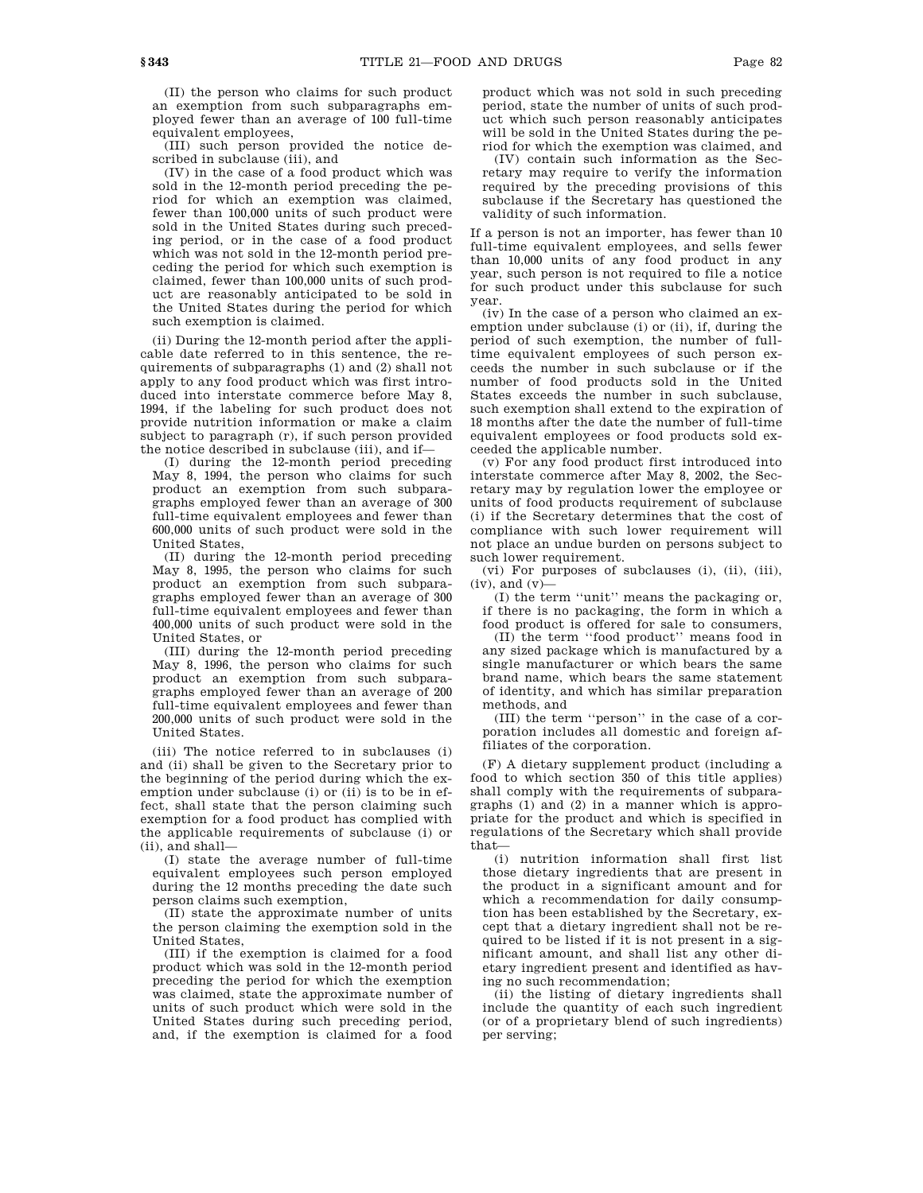(II) the person who claims for such product an exemption from such subparagraphs employed fewer than an average of 100 full-time equivalent employees,

(III) such person provided the notice described in subclause (iii), and

(IV) in the case of a food product which was sold in the 12-month period preceding the period for which an exemption was claimed, fewer than 100,000 units of such product were sold in the United States during such preceding period, or in the case of a food product which was not sold in the 12-month period preceding the period for which such exemption is claimed, fewer than 100,000 units of such product are reasonably anticipated to be sold in the United States during the period for which such exemption is claimed.

(ii) During the 12-month period after the applicable date referred to in this sentence, the requirements of subparagraphs (1) and (2) shall not apply to any food product which was first introduced into interstate commerce before May 8, 1994, if the labeling for such product does not provide nutrition information or make a claim subject to paragraph (r), if such person provided the notice described in subclause (iii), and if—

(I) during the 12-month period preceding May 8, 1994, the person who claims for such product an exemption from such subparagraphs employed fewer than an average of 300 full-time equivalent employees and fewer than 600,000 units of such product were sold in the United States,

(II) during the 12-month period preceding May 8, 1995, the person who claims for such product an exemption from such subparagraphs employed fewer than an average of 300 full-time equivalent employees and fewer than 400,000 units of such product were sold in the United States, or

(III) during the 12-month period preceding May 8, 1996, the person who claims for such product an exemption from such subparagraphs employed fewer than an average of 200 full-time equivalent employees and fewer than 200,000 units of such product were sold in the United States.

(iii) The notice referred to in subclauses (i) and (ii) shall be given to the Secretary prior to the beginning of the period during which the exemption under subclause (i) or (ii) is to be in effect, shall state that the person claiming such exemption for a food product has complied with the applicable requirements of subclause (i) or (ii), and shall—

(I) state the average number of full-time equivalent employees such person employed during the 12 months preceding the date such person claims such exemption,

(II) state the approximate number of units the person claiming the exemption sold in the United States,

(III) if the exemption is claimed for a food product which was sold in the 12-month period preceding the period for which the exemption was claimed, state the approximate number of units of such product which were sold in the United States during such preceding period, and, if the exemption is claimed for a food product which was not sold in such preceding period, state the number of units of such product which such person reasonably anticipates will be sold in the United States during the period for which the exemption was claimed, and

(IV) contain such information as the Secretary may require to verify the information required by the preceding provisions of this subclause if the Secretary has questioned the validity of such information.

If a person is not an importer, has fewer than 10 full-time equivalent employees, and sells fewer than 10,000 units of any food product in any year, such person is not required to file a notice for such product under this subclause for such year.

(iv) In the case of a person who claimed an exemption under subclause (i) or (ii), if, during the period of such exemption, the number of full-time equivalent employees of such person exceeds the number in such subclause or if the number of food products sold in the United States exceeds the number in such subclause, such exemption shall extend to the expiration of 18 months after the date the number of full-time equivalent employees or food products sold exceeded the applicable number.

(v) For any food product first introduced into interstate commerce after May 8, 2002, the Secretary may by regulation lower the employee or units of food products requirement of subclause (i) if the Secretary determines that the cost of compliance with such lower requirement will not place an undue burden on persons subject to such lower requirement.

(vi) For purposes of subclauses (i), (ii), (iii), (iv), and (v)—

(I) the term ''unit'' means the packaging or, if there is no packaging, the form in which a food product is offered for sale to consumers,

(II) the term ''food product'' means food in any sized package which is manufactured by a single manufacturer or which bears the same brand name, which bears the same statement of identity, and which has similar preparation methods, and

(III) the term ''person'' in the case of a corporation includes all domestic and foreign affiliates of the corporation.

(F) A dietary supplement product (including a food to which section 350 of this title applies) shall comply with the requirements of subparagraphs (1) and (2) in a manner which is appropriate for the product and which is specified in regulations of the Secretary which shall provide that—

(i) nutrition information shall first list those dietary ingredients that are present in the product in a significant amount and for which a recommendation for daily consumption has been established by the Secretary, except that a dietary ingredient shall not be required to be listed if it is not present in a significant amount, and shall list any other dietary ingredient present and identified as having no such recommendation;

(ii) the listing of dietary ingredients shall include the quantity of each such ingredient (or of a proprietary blend of such ingredients) per serving;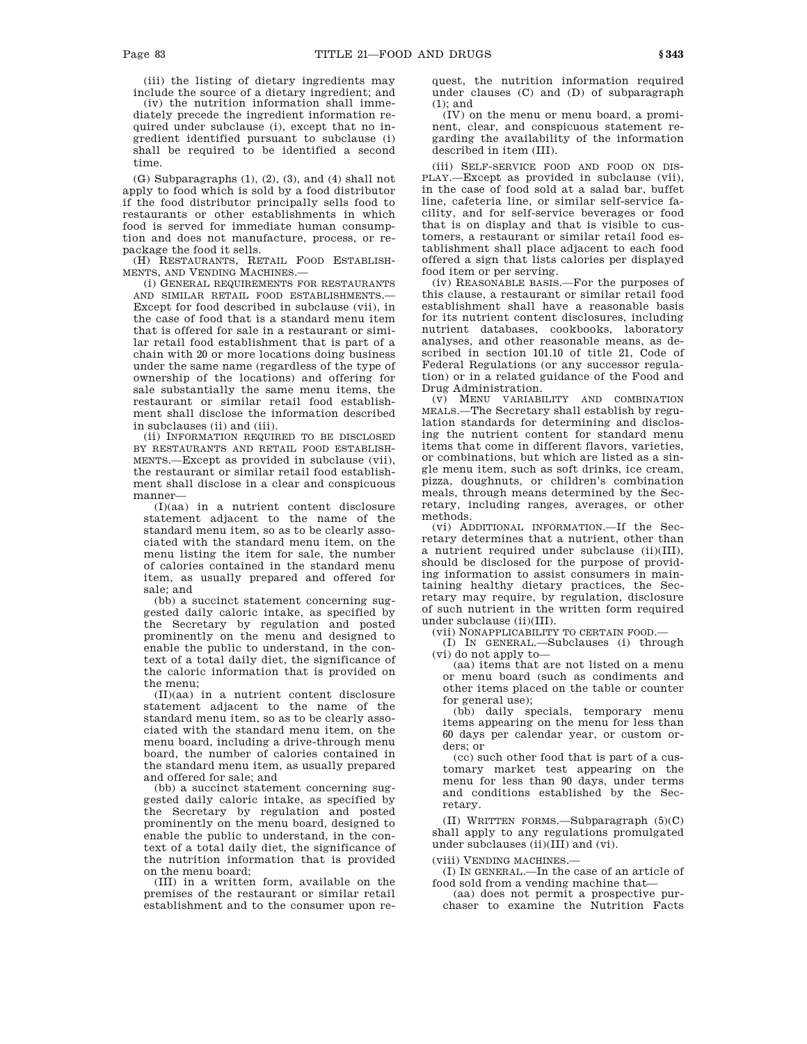(iii) the listing of dietary ingredients may include the source of a dietary ingredient; and

(iv) the nutrition information shall immediately precede the ingredient information required under subclause (i), except that no ingredient identified pursuant to subclause (i) shall be required to be identified a second time.

(G) Subparagraphs (1), (2), (3), and (4) shall not apply to food which is sold by a food distributor if the food distributor principally sells food to restaurants or other establishments in which food is served for immediate human consumption and does not manufacture, process, or repackage the food it sells.

(H) RESTAURANTS, RETAIL FOOD ESTABLISHMENTS, AND VENDING MACHINES.—

(i) GENERAL REQUIREMENTS FOR RESTAURANTS AND SIMILAR RETAIL FOOD ESTABLISHMENTS.—Except for food described in subclause (vii), in the case of food that is a standard menu item that is offered for sale in a restaurant or similar retail food establishment that is part of a chain with 20 or more locations doing business under the same name (regardless of the type of ownership of the locations) and offering for sale substantially the same menu items, the restaurant or similar retail food establishment shall disclose the information described in subclauses (ii) and (iii).

(ii) INFORMATION REQUIRED TO BE DISCLOSED BY RESTAURANTS AND RETAIL FOOD ESTABLISHMENTS.—Except as provided in subclause (vii), the restaurant or similar retail food establishment shall disclose in a clear and conspicuous manner—

(I)(aa) in a nutrient content disclosure statement adjacent to the name of the standard menu item, so as to be clearly associated with the standard menu item, on the menu listing the item for sale, the number of calories contained in the standard menu item, as usually prepared and offered for sale; and

(bb) a succinct statement concerning suggested daily caloric intake, as specified by the Secretary by regulation and posted prominently on the menu and designed to enable the public to understand, in the context of a total daily diet, the significance of the caloric information that is provided on the menu;

(II)(aa) in a nutrient content disclosure statement adjacent to the name of the standard menu item, so as to be clearly associated with the standard menu item, on the menu board, including a drive-through menu board, the number of calories contained in the standard menu item, as usually prepared and offered for sale; and

(bb) a succinct statement concerning suggested daily caloric intake, as specified by the Secretary by regulation and posted prominently on the menu board, designed to enable the public to understand, in the context of a total daily diet, the significance of the nutrition information that is provided on the menu board;

(III) in a written form, available on the premises of the restaurant or similar retail establishment and to the consumer upon request, the nutrition information required under clauses (C) and (D) of subparagraph (1); and

(IV) on the menu or menu board, a prominent, clear, and conspicuous statement regarding the availability of the information described in item (III).

(iii) SELF-SERVICE FOOD AND FOOD ON DISPLAY.—Except as provided in subclause (vii), in the case of food sold at a salad bar, buffet line, cafeteria line, or similar self-service facility, and for self-service beverages or food that is on display and that is visible to customers, a restaurant or similar retail food establishment shall place adjacent to each food offered a sign that lists calories per displayed food item or per serving.

(iv) REASONABLE BASIS.—For the purposes of this clause, a restaurant or similar retail food establishment shall have a reasonable basis for its nutrient content disclosures, including nutrient databases, cookbooks, laboratory analyses, and other reasonable means, as described in section 101.10 of title 21, Code of Federal Regulations (or any successor regulation) or in a related guidance of the Food and Drug Administration.

(v) MENU VARIABILITY AND COMBINATION MEALS.—The Secretary shall establish by regulation standards for determining and disclosing the nutrient content for standard menu items that come in different flavors, varieties, or combinations, but which are listed as a single menu item, such as soft drinks, ice cream, pizza, doughnuts, or children's combination meals, through means determined by the Secretary, including ranges, averages, or other methods.

(vi) ADDITIONAL INFORMATION.—If the Secretary determines that a nutrient, other than a nutrient required under subclause (ii)(III), should be disclosed for the purpose of providing information to assist consumers in maintaining healthy dietary practices, the Secretary may require, by regulation, disclosure of such nutrient in the written form required under subclause (ii)(III).

(vii) NONAPPLICABILITY TO CERTAIN FOOD.—

(I) IN GENERAL.—Subclauses (i) through (vi) do not apply to—

(aa) items that are not listed on a menu or menu board (such as condiments and other items placed on the table or counter for general use);

(bb) daily specials, temporary menu items appearing on the menu for less than 60 days per calendar year, or custom orders; or

(cc) such other food that is part of a customary market test appearing on the menu for less than 90 days, under terms and conditions established by the Secretary.

(II) WRITTEN FORMS.—Subparagraph (5)(C) shall apply to any regulations promulgated under subclauses (ii)(III) and (vi).

(viii) VENDING MACHINES.—

(I) IN GENERAL.—In the case of an article of food sold from a vending machine that—

(aa) does not permit a prospective purchaser to examine the Nutrition Facts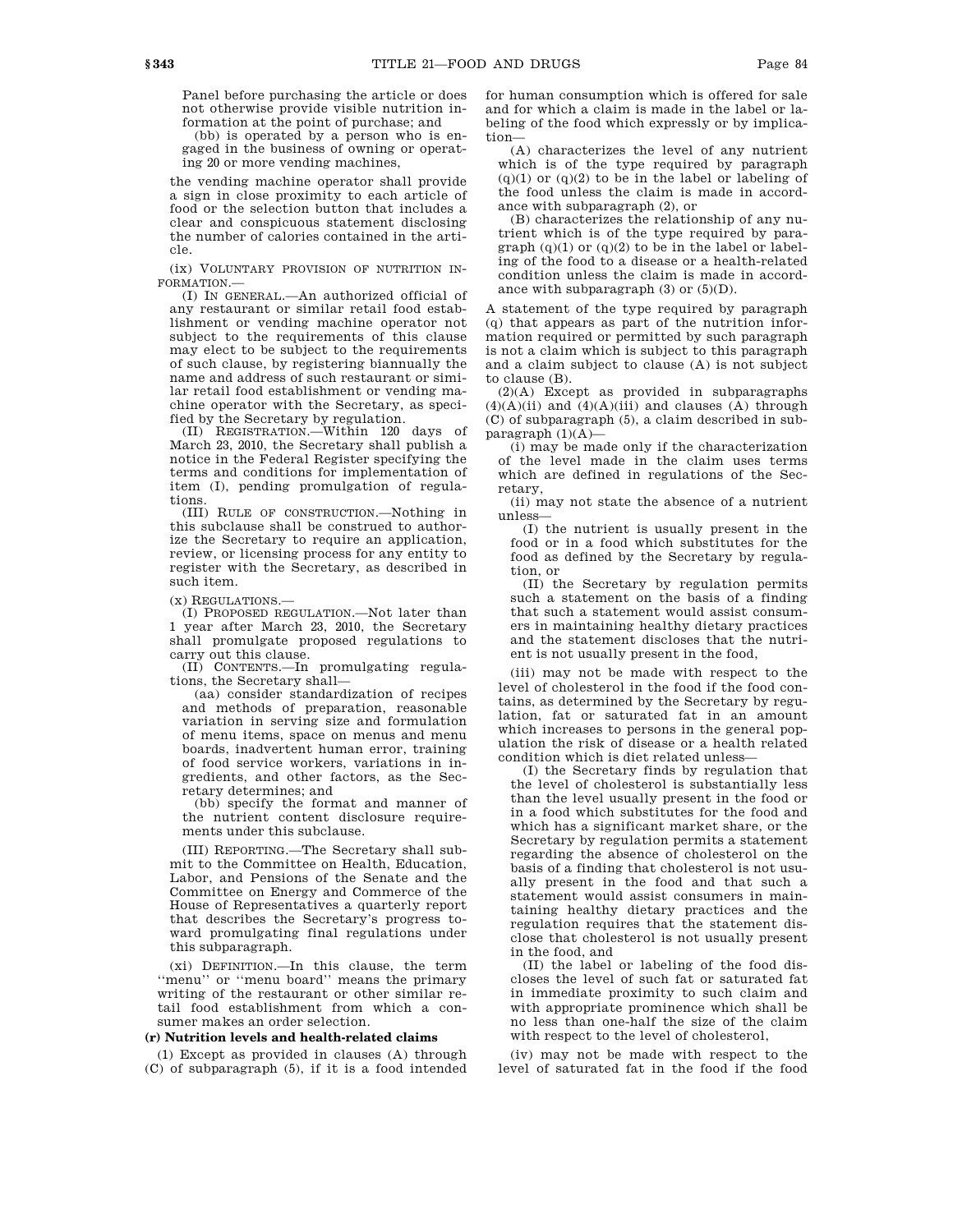Panel before purchasing the article or does not otherwise provide visible nutrition information at the point of purchase; and

(bb) is operated by a person who is engaged in the business of owning or operating 20 or more vending machines,

the vending machine operator shall provide a sign in close proximity to each article of food or the selection button that includes a clear and conspicuous statement disclosing the number of calories contained in the article.

(ix) VOLUNTARY PROVISION OF NUTRITION INFORMATION.—

(I) IN GENERAL.—An authorized official of any restaurant or similar retail food establishment or vending machine operator not subject to the requirements of this clause may elect to be subject to the requirements of such clause, by registering biannually the name and address of such restaurant or similar retail food establishment or vending machine operator with the Secretary, as specified by the Secretary by regulation.

(II) REGISTRATION.—Within 120 days of March 23, 2010, the Secretary shall publish a notice in the Federal Register specifying the terms and conditions for implementation of item (I), pending promulgation of regulations.

(III) RULE OF CONSTRUCTION.—Nothing in this subclause shall be construed to authorize the Secretary to require an application, review, or licensing process for any entity to register with the Secretary, as described in such item.

(x) REGULATIONS.—

(I) PROPOSED REGULATION.—Not later than 1 year after March 23, 2010, the Secretary shall promulgate proposed regulations to carry out this clause.

(II) CONTENTS.—In promulgating regulations, the Secretary shall—

(aa) consider standardization of recipes and methods of preparation, reasonable variation in serving size and formulation of menu items, space on menus and menu boards, inadvertent human error, training of food service workers, variations in ingredients, and other factors, as the Secretary determines; and

(bb) specify the format and manner of the nutrient content disclosure requirements under this subclause.

(III) REPORTING.—The Secretary shall submit to the Committee on Health, Education, Labor, and Pensions of the Senate and the Committee on Energy and Commerce of the House of Representatives a quarterly report that describes the Secretary's progress toward promulgating final regulations under this subparagraph.

(xi) DEFINITION.—In this clause, the term ''menu'' or ''menu board'' means the primary writing of the restaurant or other similar retail food establishment from which a consumer makes an order selection.

**(r) Nutrition levels and health-related claims**

(1) Except as provided in clauses (A) through (C) of subparagraph (5), if it is a food intended for human consumption which is offered for sale and for which a claim is made in the label or labeling of the food which expressly or by implication—

(A) characterizes the level of any nutrient which is of the type required by paragraph (q)(1) or (q)(2) to be in the label or labeling of the food unless the claim is made in accordance with subparagraph (2), or

(B) characterizes the relationship of any nutrient which is of the type required by paragraph (q)(1) or (q)(2) to be in the label or labeling of the food to a disease or a health-related condition unless the claim is made in accordance with subparagraph (3) or (5)(D).

A statement of the type required by paragraph (q) that appears as part of the nutrition information required or permitted by such paragraph is not a claim which is subject to this paragraph and a claim subject to clause (A) is not subject to clause (B).

(2)(A) Except as provided in subparagraphs (4)(A)(ii) and (4)(A)(iii) and clauses (A) through (C) of subparagraph (5), a claim described in subparagraph (1)(A)—

(i) may be made only if the characterization of the level made in the claim uses terms which are defined in regulations of the Secretary,

(ii) may not state the absence of a nutrient unless—

(I) the nutrient is usually present in the food or in a food which substitutes for the food as defined by the Secretary by regulation, or

(II) the Secretary by regulation permits such a statement on the basis of a finding that such a statement would assist consumers in maintaining healthy dietary practices and the statement discloses that the nutrient is not usually present in the food,

(iii) may not be made with respect to the level of cholesterol in the food if the food contains, as determined by the Secretary by regulation, fat or saturated fat in an amount which increases to persons in the general population the risk of disease or a health related condition which is diet related unless—

(I) the Secretary finds by regulation that the level of cholesterol is substantially less than the level usually present in the food or in a food which substitutes for the food and which has a significant market share, or the Secretary by regulation permits a statement regarding the absence of cholesterol on the basis of a finding that cholesterol is not usually present in the food and that such a statement would assist consumers in maintaining healthy dietary practices and the regulation requires that the statement disclose that cholesterol is not usually present in the food, and

(II) the label or labeling of the food discloses the level of such fat or saturated fat in immediate proximity to such claim and with appropriate prominence which shall be no less than one-half the size of the claim with respect to the level of cholesterol,

(iv) may not be made with respect to the level of saturated fat in the food if the food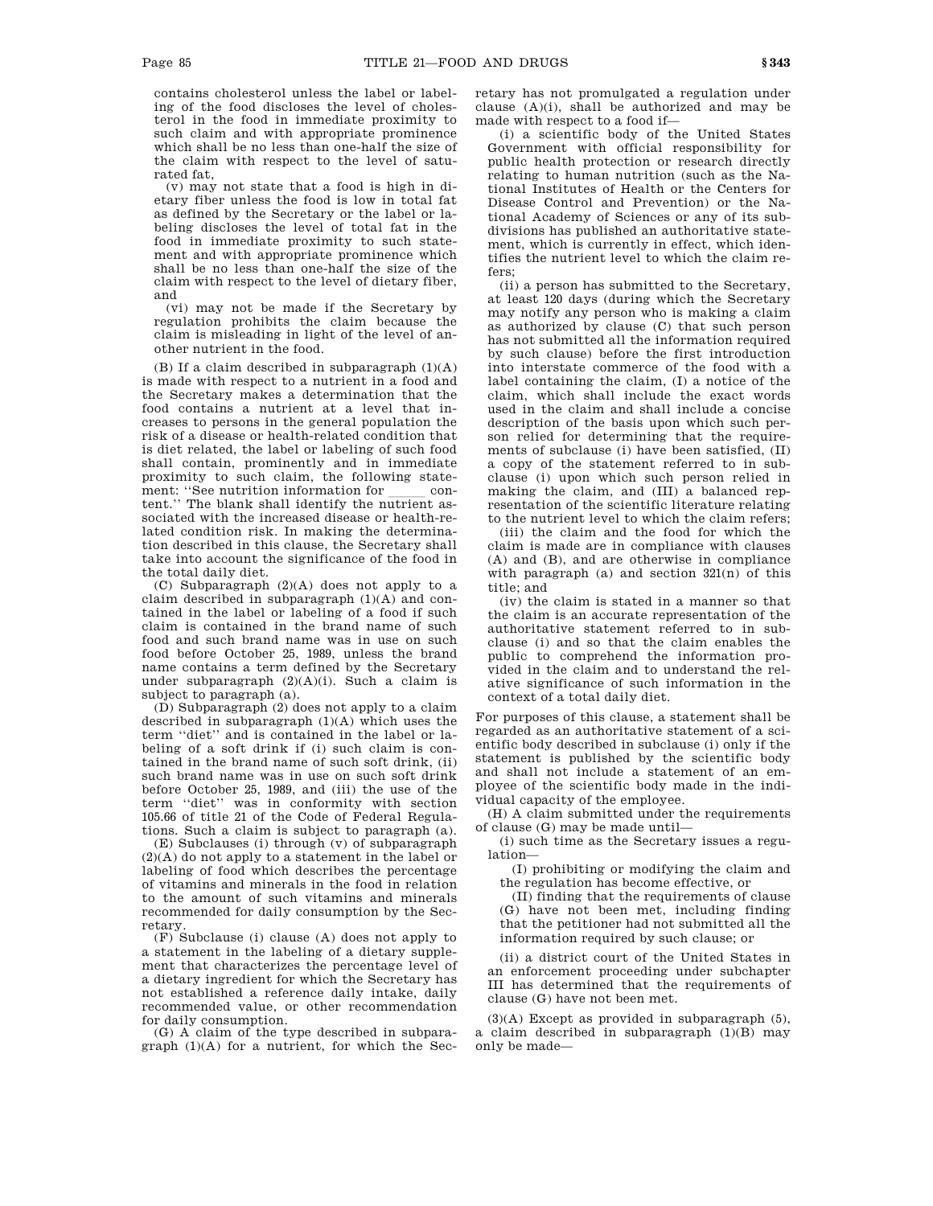contains cholesterol unless the label or labeling of the food discloses the level of cholesterol in the food in immediate proximity to such claim and with appropriate prominence which shall be no less than one-half the size of the claim with respect to the level of saturated fat,

(v) may not state that a food is high in dietary fiber unless the food is low in total fat as defined by the Secretary or the label or labeling discloses the level of total fat in the food in immediate proximity to such statement and with appropriate prominence which shall be no less than one-half the size of the claim with respect to the level of dietary fiber, and

(vi) may not be made if the Secretary by regulation prohibits the claim because the claim is misleading in light of the level of another nutrient in the food.

(B) If a claim described in subparagraph (1)(A) is made with respect to a nutrient in a food and the Secretary makes a determination that the food contains a nutrient at a level that increases to persons in the general population the risk of a disease or health-related condition that is diet related, the label or labeling of such food shall contain, prominently and in immediate proximity to such claim, the following statement: "See nutrition information for \_\_\_\_\_ content." The blank shall identify the nutrient associated with the increased disease or health-related condition risk. In making the determination described in this clause, the Secretary shall take into account the significance of the food in the total daily diet.

(C) Subparagraph (2)(A) does not apply to a claim described in subparagraph (1)(A) and contained in the label or labeling of a food if such claim is contained in the brand name of such food and such brand name was in use on such food before October 25, 1989, unless the brand name contains a term defined by the Secretary under subparagraph (2)(A)(i). Such a claim is subject to paragraph (a).

(D) Subparagraph (2) does not apply to a claim described in subparagraph (1)(A) which uses the term "diet" and is contained in the label or labeling of a soft drink if (i) such claim is contained in the brand name of such soft drink, (ii) such brand name was in use on such soft drink before October 25, 1989, and (iii) the use of the term "diet" was in conformity with section 105.66 of title 21 of the Code of Federal Regulations. Such a claim is subject to paragraph (a).

(E) Subclauses (i) through (v) of subparagraph (2)(A) do not apply to a statement in the label or labeling of food which describes the percentage of vitamins and minerals in the food in relation to the amount of such vitamins and minerals recommended for daily consumption by the Secretary.

(F) Subclause (i) clause (A) does not apply to a statement in the labeling of a dietary supplement that characterizes the percentage level of a dietary ingredient for which the Secretary has not established a reference daily intake, daily recommended value, or other recommendation for daily consumption.

(G) A claim of the type described in subparagraph (1)(A) for a nutrient, for which the Secretary has not promulgated a regulation under clause (A)(i), shall be authorized and may be made with respect to a food if—

(i) a scientific body of the United States Government with official responsibility for public health protection or research directly relating to human nutrition (such as the National Institutes of Health or the Centers for Disease Control and Prevention) or the National Academy of Sciences or any of its subdivisions has published an authoritative statement, which is currently in effect, which identifies the nutrient level to which the claim refers;

(ii) a person has submitted to the Secretary, at least 120 days (during which the Secretary may notify any person who is making a claim as authorized by clause (C) that such person has not submitted all the information required by such clause) before the first introduction into interstate commerce of the food with a label containing the claim, (I) a notice of the claim, which shall include the exact words used in the claim and shall include a concise description of the basis upon which such person relied for determining that the requirements of subclause (i) have been satisfied, (II) a copy of the statement referred to in subclause (i) upon which such person relied in making the claim, and (III) a balanced representation of the scientific literature relating to the nutrient level to which the claim refers;

(iii) the claim and the food for which the claim is made are in compliance with clauses (A) and (B), and are otherwise in compliance with paragraph (a) and section 321(n) of this title; and

(iv) the claim is stated in a manner so that the claim is an accurate representation of the authoritative statement referred to in subclause (i) and so that the claim enables the public to comprehend the information provided in the claim and to understand the relative significance of such information in the context of a total daily diet.

For purposes of this clause, a statement shall be regarded as an authoritative statement of a scientific body described in subclause (i) only if the statement is published by the scientific body and shall not include a statement of an employee of the scientific body made in the individual capacity of the employee.

(H) A claim submitted under the requirements of clause (G) may be made until—

(i) such time as the Secretary issues a regulation—

(I) prohibiting or modifying the claim and the regulation has become effective, or

(II) finding that the requirements of clause (G) have not been met, including finding that the petitioner had not submitted all the information required by such clause; or

(ii) a district court of the United States in an enforcement proceeding under subchapter III has determined that the requirements of clause (G) have not been met.

(3)(A) Except as provided in subparagraph (5), a claim described in subparagraph (1)(B) may only be made—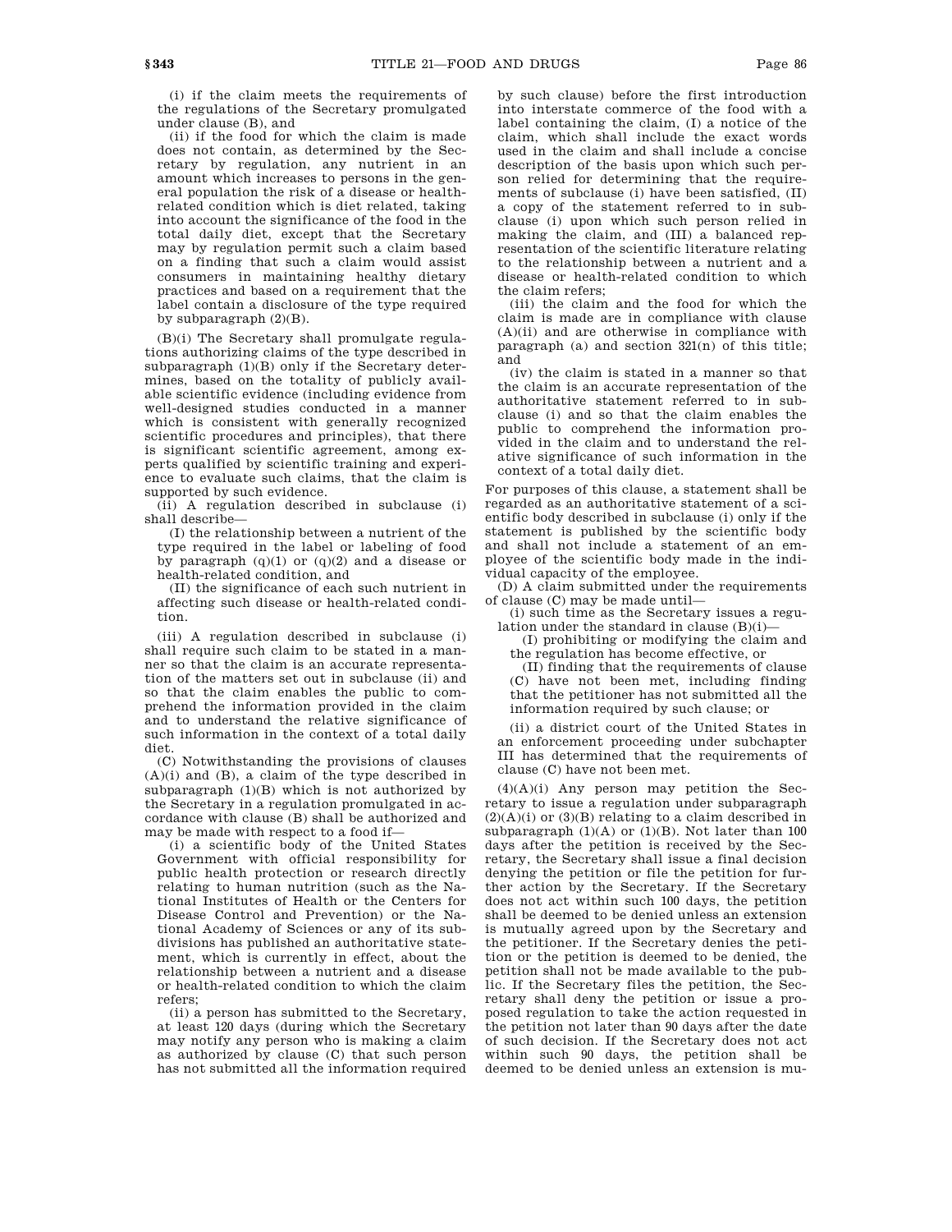(i) if the claim meets the requirements of the regulations of the Secretary promulgated under clause (B), and

(ii) if the food for which the claim is made does not contain, as determined by the Secretary by regulation, any nutrient in an amount which increases to persons in the general population the risk of a disease or health-related condition which is diet related, taking into account the significance of the food in the total daily diet, except that the Secretary may by regulation permit such a claim based on a finding that such a claim would assist consumers in maintaining healthy dietary practices and based on a requirement that the label contain a disclosure of the type required by subparagraph (2)(B).

(B)(i) The Secretary shall promulgate regulations authorizing claims of the type described in subparagraph (1)(B) only if the Secretary determines, based on the totality of publicly available scientific evidence (including evidence from well-designed studies conducted in a manner which is consistent with generally recognized scientific procedures and principles), that there is significant scientific agreement, among experts qualified by scientific training and experience to evaluate such claims, that the claim is supported by such evidence.

(ii) A regulation described in subclause (i) shall describe—

(I) the relationship between a nutrient of the type required in the label or labeling of food by paragraph (q)(1) or (q)(2) and a disease or health-related condition, and

(II) the significance of each such nutrient in affecting such disease or health-related condition.

(iii) A regulation described in subclause (i) shall require such claim to be stated in a manner so that the claim is an accurate representation of the matters set out in subclause (ii) and so that the claim enables the public to comprehend the information provided in the claim and to understand the relative significance of such information in the context of a total daily diet.

(C) Notwithstanding the provisions of clauses (A)(i) and (B), a claim of the type described in subparagraph (1)(B) which is not authorized by the Secretary in a regulation promulgated in accordance with clause (B) shall be authorized and may be made with respect to a food if—

(i) a scientific body of the United States Government with official responsibility for public health protection or research directly relating to human nutrition (such as the National Institutes of Health or the Centers for Disease Control and Prevention) or the National Academy of Sciences or any of its subdivisions has published an authoritative statement, which is currently in effect, about the relationship between a nutrient and a disease or health-related condition to which the claim refers;

(ii) a person has submitted to the Secretary, at least 120 days (during which the Secretary may notify any person who is making a claim as authorized by clause (C) that such person has not submitted all the information required by such clause) before the first introduction into interstate commerce of the food with a label containing the claim, (I) a notice of the claim, which shall include the exact words used in the claim and shall include a concise description of the basis upon which such person relied for determining that the requirements of subclause (i) have been satisfied, (II) a copy of the statement referred to in subclause (i) upon which such person relied in making the claim, and (III) a balanced representation of the scientific literature relating to the relationship between a nutrient and a disease or health-related condition to which the claim refers;

(iii) the claim and the food for which the claim is made are in compliance with clause (A)(ii) and are otherwise in compliance with paragraph (a) and section 321(n) of this title; and

(iv) the claim is stated in a manner so that the claim is an accurate representation of the authoritative statement referred to in subclause (i) and so that the claim enables the public to comprehend the information provided in the claim and to understand the relative significance of such information in the context of a total daily diet.

For purposes of this clause, a statement shall be regarded as an authoritative statement of a scientific body described in subclause (i) only if the statement is published by the scientific body and shall not include a statement of an employee of the scientific body made in the individual capacity of the employee.

(D) A claim submitted under the requirements of clause (C) may be made until—

(i) such time as the Secretary issues a regulation under the standard in clause (B)(i)—

(I) prohibiting or modifying the claim and the regulation has become effective, or

(II) finding that the requirements of clause (C) have not been met, including finding that the petitioner has not submitted all the information required by such clause; or

(ii) a district court of the United States in an enforcement proceeding under subchapter III has determined that the requirements of clause (C) have not been met.

(4)(A)(i) Any person may petition the Secretary to issue a regulation under subparagraph (2)(A)(i) or (3)(B) relating to a claim described in subparagraph (1)(A) or (1)(B). Not later than 100 days after the petition is received by the Secretary, the Secretary shall issue a final decision denying the petition or file the petition for further action by the Secretary. If the Secretary does not act within such 100 days, the petition shall be deemed to be denied unless an extension is mutually agreed upon by the Secretary and the petitioner. If the Secretary denies the petition or the petition is deemed to be denied, the petition shall not be made available to the public. If the Secretary files the petition, the Secretary shall deny the petition or issue a proposed regulation to take the action requested in the petition not later than 90 days after the date of such decision. If the Secretary does not act within such 90 days, the petition shall be deemed to be denied unless an extension is mu-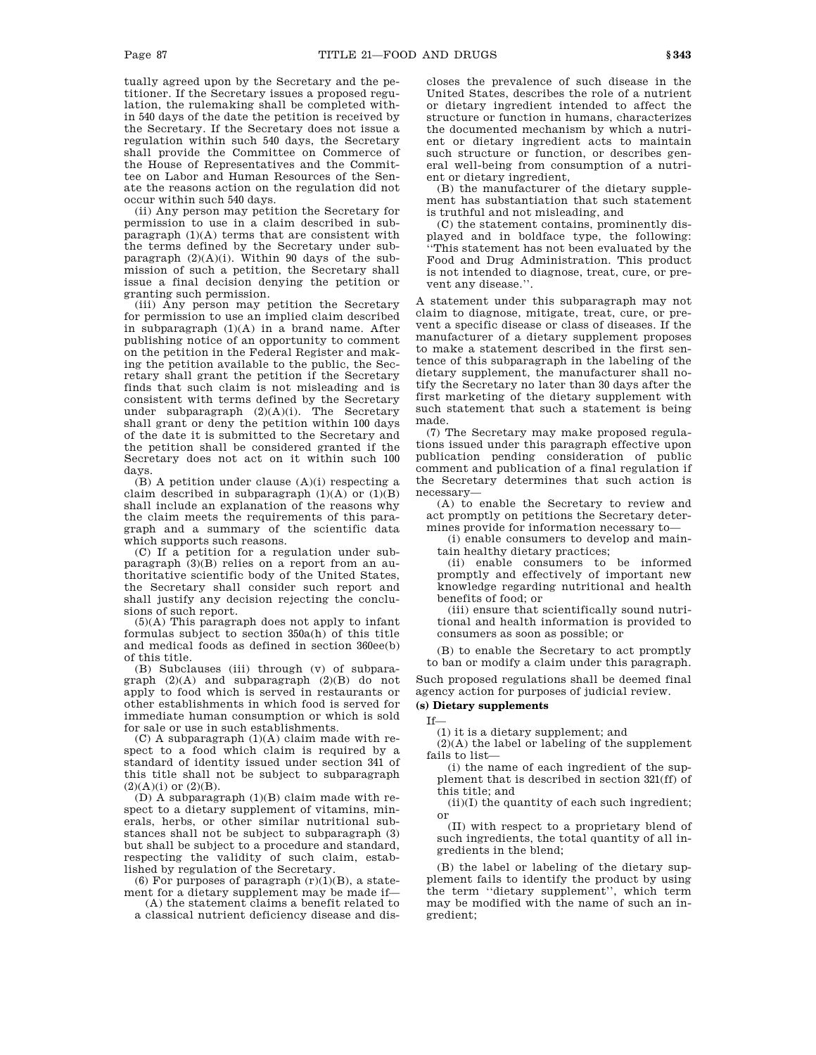tually agreed upon by the Secretary and the petitioner. If the Secretary issues a proposed regulation, the rulemaking shall be completed within 540 days of the date the petition is received by the Secretary. If the Secretary does not issue a regulation within such 540 days, the Secretary shall provide the Committee on Commerce of the House of Representatives and the Committee on Labor and Human Resources of the Senate the reasons action on the regulation did not occur within such 540 days.

(ii) Any person may petition the Secretary for permission to use in a claim described in subparagraph (1)(A) terms that are consistent with the terms defined by the Secretary under subparagraph (2)(A)(i). Within 90 days of the submission of such a petition, the Secretary shall issue a final decision denying the petition or granting such permission.

(iii) Any person may petition the Secretary for permission to use an implied claim described in subparagraph (1)(A) in a brand name. After publishing notice of an opportunity to comment on the petition in the Federal Register and making the petition available to the public, the Secretary shall grant the petition if the Secretary finds that such claim is not misleading and is consistent with terms defined by the Secretary under subparagraph (2)(A)(i). The Secretary shall grant or deny the petition within 100 days of the date it is submitted to the Secretary and the petition shall be considered granted if the Secretary does not act on it within such 100 days.

(B) A petition under clause (A)(i) respecting a claim described in subparagraph (1)(A) or (1)(B) shall include an explanation of the reasons why the claim meets the requirements of this paragraph and a summary of the scientific data which supports such reasons.

(C) If a petition for a regulation under subparagraph (3)(B) relies on a report from an authoritative scientific body of the United States, the Secretary shall consider such report and shall justify any decision rejecting the conclusions of such report.

(5)(A) This paragraph does not apply to infant formulas subject to section 350a(h) of this title and medical foods as defined in section 360ee(b) of this title.

(B) Subclauses (iii) through (v) of subparagraph (2)(A) and subparagraph (2)(B) do not apply to food which is served in restaurants or other establishments in which food is served for immediate human consumption or which is sold for sale or use in such establishments.

(C) A subparagraph (1)(A) claim made with respect to a food which claim is required by a standard of identity issued under section 341 of this title shall not be subject to subparagraph (2)(A)(i) or (2)(B).

(D) A subparagraph (1)(B) claim made with respect to a dietary supplement of vitamins, minerals, herbs, or other similar nutritional substances shall not be subject to subparagraph (3) but shall be subject to a procedure and standard, respecting the validity of such claim, established by regulation of the Secretary.

(6) For purposes of paragraph (r)(1)(B), a statement for a dietary supplement may be made if—

(A) the statement claims a benefit related to a classical nutrient deficiency disease and discloses the prevalence of such disease in the United States, describes the role of a nutrient or dietary ingredient intended to affect the structure or function in humans, characterizes the documented mechanism by which a nutrient or dietary ingredient acts to maintain such structure or function, or describes general well-being from consumption of a nutrient or dietary ingredient,

(B) the manufacturer of the dietary supplement has substantiation that such statement is truthful and not misleading, and

(C) the statement contains, prominently displayed and in boldface type, the following: ''This statement has not been evaluated by the Food and Drug Administration. This product is not intended to diagnose, treat, cure, or prevent any disease.''.

A statement under this subparagraph may not claim to diagnose, mitigate, treat, cure, or prevent a specific disease or class of diseases. If the manufacturer of a dietary supplement proposes to make a statement described in the first sentence of this subparagraph in the labeling of the dietary supplement, the manufacturer shall notify the Secretary no later than 30 days after the first marketing of the dietary supplement with such statement that such a statement is being made.

(7) The Secretary may make proposed regulations issued under this paragraph effective upon publication pending consideration of public comment and publication of a final regulation if the Secretary determines that such action is necessary—

(A) to enable the Secretary to review and act promptly on petitions the Secretary determines provide for information necessary to—

(i) enable consumers to develop and maintain healthy dietary practices;

(ii) enable consumers to be informed promptly and effectively of important new knowledge regarding nutritional and health benefits of food; or

(iii) ensure that scientifically sound nutritional and health information is provided to consumers as soon as possible; or

(B) to enable the Secretary to act promptly to ban or modify a claim under this paragraph.

Such proposed regulations shall be deemed final agency action for purposes of judicial review.

**(s) Dietary supplements**

If—

(1) it is a dietary supplement; and

(2)(A) the label or labeling of the supplement fails to list—

(i) the name of each ingredient of the supplement that is described in section 321(ff) of this title; and

(ii)(I) the quantity of each such ingredient; or

(II) with respect to a proprietary blend of such ingredients, the total quantity of all ingredients in the blend;

(B) the label or labeling of the dietary supplement fails to identify the product by using the term ''dietary supplement'', which term may be modified with the name of such an ingredient;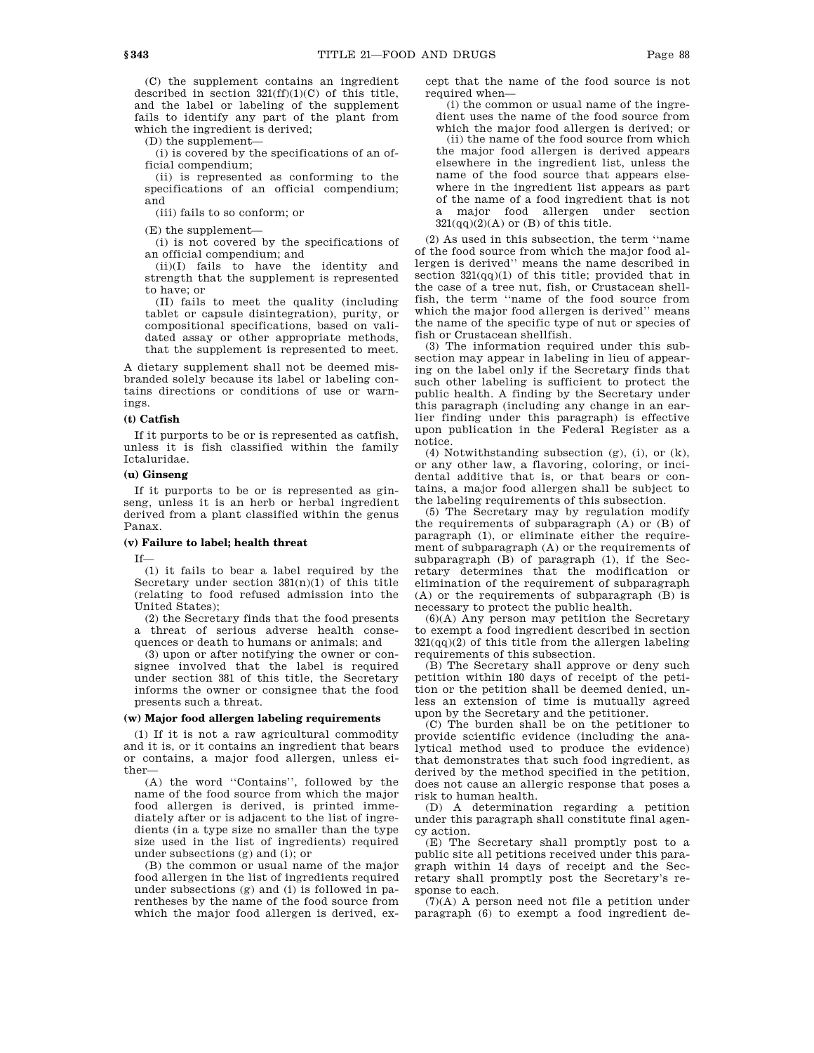(C) the supplement contains an ingredient described in section 321(ff)(1)(C) of this title, and the label or labeling of the supplement fails to identify any part of the plant from which the ingredient is derived;

(D) the supplement—

(i) is covered by the specifications of an official compendium;

(ii) is represented as conforming to the specifications of an official compendium; and

(iii) fails to so conform; or

(E) the supplement—

(i) is not covered by the specifications of an official compendium; and

(ii)(I) fails to have the identity and strength that the supplement is represented to have; or

(II) fails to meet the quality (including tablet or capsule disintegration), purity, or compositional specifications, based on validated assay or other appropriate methods, that the supplement is represented to meet.

A dietary supplement shall not be deemed misbranded solely because its label or labeling contains directions or conditions of use or warnings.

**(t) Catfish**

If it purports to be or is represented as catfish, unless it is fish classified within the family Ictaluridae.

**(u) Ginseng**

If it purports to be or is represented as ginseng, unless it is an herb or herbal ingredient derived from a plant classified within the genus Panax.

**(v) Failure to label; health threat**

If—

(1) it fails to bear a label required by the Secretary under section 381(n)(1) of this title (relating to food refused admission into the United States);

(2) the Secretary finds that the food presents a threat of serious adverse health consequences or death to humans or animals; and

(3) upon or after notifying the owner or consignee involved that the label is required under section 381 of this title, the Secretary informs the owner or consignee that the food presents such a threat.

**(w) Major food allergen labeling requirements**

(1) If it is not a raw agricultural commodity and it is, or it contains an ingredient that bears or contains, a major food allergen, unless either—

(A) the word ''Contains'', followed by the name of the food source from which the major food allergen is derived, is printed immediately after or is adjacent to the list of ingredients (in a type size no smaller than the type size used in the list of ingredients) required under subsections (g) and (i); or

(B) the common or usual name of the major food allergen in the list of ingredients required under subsections (g) and (i) is followed in parentheses by the name of the food source from which the major food allergen is derived, except that the name of the food source is not required when—

(i) the common or usual name of the ingredient uses the name of the food source from which the major food allergen is derived; or

(ii) the name of the food source from which the major food allergen is derived appears elsewhere in the ingredient list, unless the name of the food source that appears elsewhere in the ingredient list appears as part of the name of a food ingredient that is not a major food allergen under section 321(qq)(2)(A) or (B) of this title.

(2) As used in this subsection, the term ''name of the food source from which the major food allergen is derived'' means the name described in section 321(qq)(1) of this title; provided that in the case of a tree nut, fish, or Crustacean shellfish, the term ''name of the food source from which the major food allergen is derived'' means the name of the specific type of nut or species of fish or Crustacean shellfish.

(3) The information required under this subsection may appear in labeling in lieu of appearing on the label only if the Secretary finds that such other labeling is sufficient to protect the public health. A finding by the Secretary under this paragraph (including any change in an earlier finding under this paragraph) is effective upon publication in the Federal Register as a notice.

(4) Notwithstanding subsection (g), (i), or (k), or any other law, a flavoring, coloring, or incidental additive that is, or that bears or contains, a major food allergen shall be subject to the labeling requirements of this subsection.

(5) The Secretary may by regulation modify the requirements of subparagraph (A) or (B) of paragraph (1), or eliminate either the requirement of subparagraph (A) or the requirements of subparagraph (B) of paragraph (1), if the Secretary determines that the modification or elimination of the requirement of subparagraph (A) or the requirements of subparagraph (B) is necessary to protect the public health.

(6)(A) Any person may petition the Secretary to exempt a food ingredient described in section 321(qq)(2) of this title from the allergen labeling requirements of this subsection.

(B) The Secretary shall approve or deny such petition within 180 days of receipt of the petition or the petition shall be deemed denied, unless an extension of time is mutually agreed upon by the Secretary and the petitioner.

(C) The burden shall be on the petitioner to provide scientific evidence (including the analytical method used to produce the evidence) that demonstrates that such food ingredient, as derived by the method specified in the petition, does not cause an allergic response that poses a risk to human health.

(D) A determination regarding a petition under this paragraph shall constitute final agency action.

(E) The Secretary shall promptly post to a public site all petitions received under this paragraph within 14 days of receipt and the Secretary shall promptly post the Secretary's response to each.

(7)(A) A person need not file a petition under paragraph (6) to exempt a food ingredient de-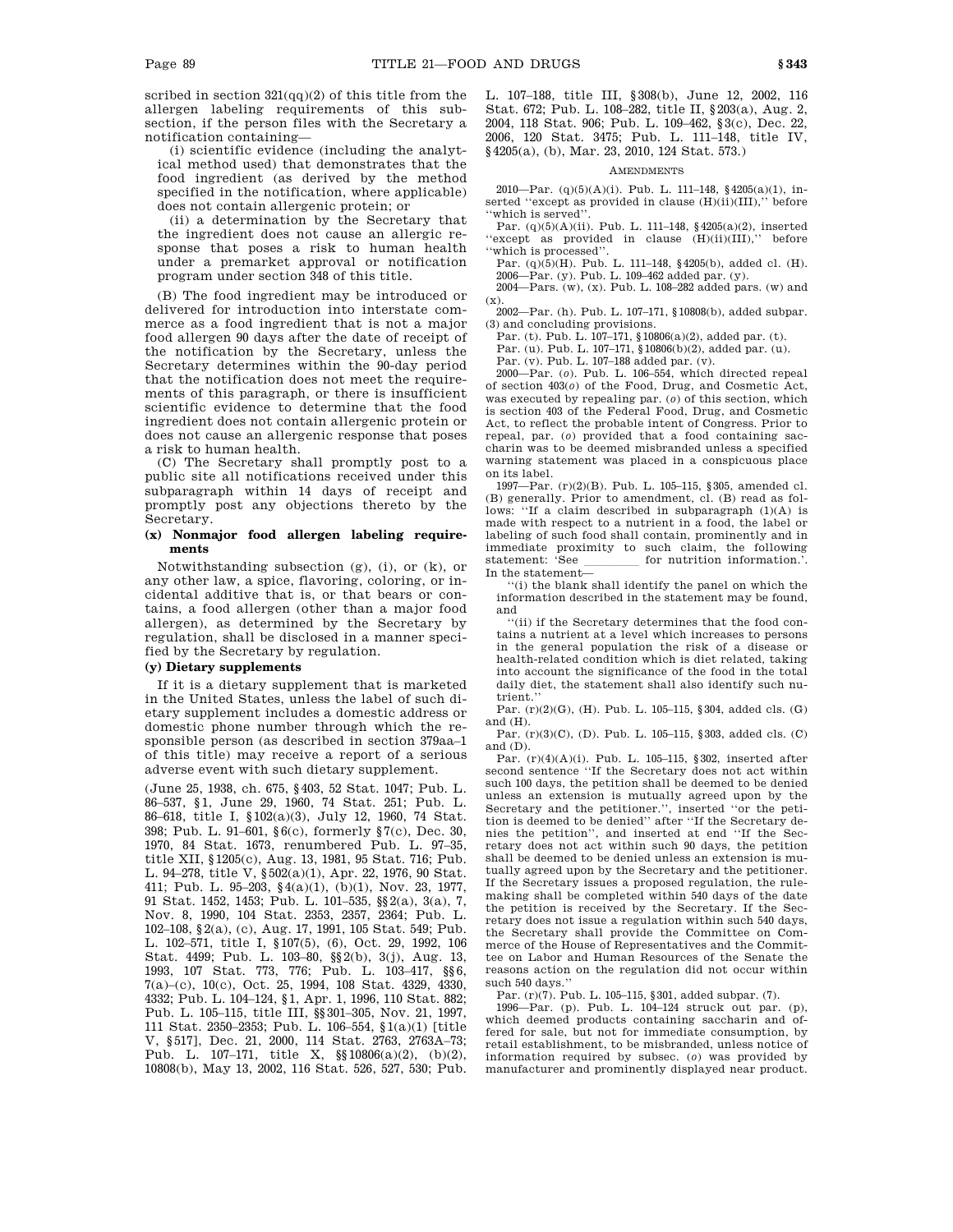scribed in section 321(qq)(2) of this title from the allergen labeling requirements of this subsection, if the person files with the Secretary a notification containing—

(i) scientific evidence (including the analytical method used) that demonstrates that the food ingredient (as derived by the method specified in the notification, where applicable) does not contain allergenic protein; or

(ii) a determination by the Secretary that the ingredient does not cause an allergic response that poses a risk to human health under a premarket approval or notification program under section 348 of this title.

(B) The food ingredient may be introduced or delivered for introduction into interstate commerce as a food ingredient that is not a major food allergen 90 days after the date of receipt of the notification by the Secretary, unless the Secretary determines within the 90-day period that the notification does not meet the requirements of this paragraph, or there is insufficient scientific evidence to determine that the food ingredient does not contain allergenic protein or does not cause an allergenic response that poses a risk to human health.

(C) The Secretary shall promptly post to a public site all notifications received under this subparagraph within 14 days of receipt and promptly post any objections thereto by the Secretary.

#### (x) Nonmajor food allergen labeling requirements

Notwithstanding subsection (g), (i), or (k), or any other law, a spice, flavoring, coloring, or incidental additive that is, or that bears or contains, a food allergen (other than a major food allergen), as determined by the Secretary by regulation, shall be disclosed in a manner specified by the Secretary by regulation.

#### (y) Dietary supplements

If it is a dietary supplement that is marketed in the United States, unless the label of such dietary supplement includes a domestic address or domestic phone number through which the responsible person (as described in section 379aa–1 of this title) may receive a report of a serious adverse event with such dietary supplement.

(June 25, 1938, ch. 675, §403, 52 Stat. 1047; Pub. L. 86–537, §1, June 29, 1960, 74 Stat. 251; Pub. L. 86–618, title I, §102(a)(3), July 12, 1960, 74 Stat. 398; Pub. L. 91–601, §6(c), formerly §7(c), Dec. 30, 1970, 84 Stat. 1673, renumbered Pub. L. 97–35, title XII, §1205(c), Aug. 13, 1981, 95 Stat. 716; Pub. L. 94–278, title V, §502(a)(1), Apr. 22, 1976, 90 Stat. 411; Pub. L. 95–203, §4(a)(1), (b)(1), Nov. 23, 1977, 91 Stat. 1452, 1453; Pub. L. 101–535, §§2(a), 3(a), 7, Nov. 8, 1990, 104 Stat. 2353, 2357, 2364; Pub. L. 102–108, §2(a), (c), Aug. 17, 1991, 105 Stat. 549; Pub. L. 102–571, title I, §107(5), (6), Oct. 29, 1992, 106 Stat. 4499; Pub. L. 103–80, §§2(b), 3(j), Aug. 13, 1993, 107 Stat. 773, 776; Pub. L. 103–417, §§6, 7(a)–(c), 10(c), Oct. 25, 1994, 108 Stat. 4329, 4330, 4332; Pub. L. 104–124, §1, Apr. 1, 1996, 110 Stat. 882; Pub. L. 105–115, title III, §§301–305, Nov. 21, 1997, 111 Stat. 2350–2353; Pub. L. 106–554, §1(a)(1) [title V, §517], Dec. 21, 2000, 114 Stat. 2763, 2763A–73; Pub. L. 107–171, title X, §§10806(a)(2), (b)(2), 10808(b), May 13, 2002, 116 Stat. 526, 527, 530; Pub. L. 107–188, title III, §308(b), June 12, 2002, 116 Stat. 672; Pub. L. 108–282, title II, §203(a), Aug. 2, 2004, 118 Stat. 906; Pub. L. 109–462, §3(c), Dec. 22, 2006, 120 Stat. 3475; Pub. L. 111–148, title IV, §4205(a), (b), Mar. 23, 2010, 124 Stat. 573.)

AMENDMENTS

2010—Par. (q)(5)(A)(i). Pub. L. 111–148, §4205(a)(1), inserted "except as provided in clause (H)(ii)(III)," before "which is served".

Par. (q)(5)(A)(ii). Pub. L. 111–148, §4205(a)(2), inserted "except as provided in clause (H)(ii)(III)," before "which is processed".

Par. (q)(5)(H). Pub. L. 111–148, §4205(b), added cl. (H).

2006—Par. (y). Pub. L. 109–462 added par. (y).

2004—Pars. (w), (x). Pub. L. 108–282 added pars. (w) and (x).

2002—Par. (h). Pub. L. 107–171, §10808(b), added subpar. (3) and concluding provisions.

Par. (t). Pub. L. 107–171, §10806(a)(2), added par. (t).

Par. (u). Pub. L. 107–171, §10806(b)(2), added par. (u).

Par. (v). Pub. L. 107–188 added par. (v).

2000—Par. (*o*). Pub. L. 106–554, which directed repeal of section 403(*o*) of the Food, Drug, and Cosmetic Act, was executed by repealing par. (*o*) of this section, which is section 403 of the Federal Food, Drug, and Cosmetic Act, to reflect the probable intent of Congress. Prior to repeal, par. (*o*) provided that a food containing saccharin was to be deemed misbranded unless a specified warning statement was placed in a conspicuous place on its label.

1997—Par. (r)(2)(B). Pub. L. 105–115, §305, amended cl. (B) generally. Prior to amendment, cl. (B) read as follows: "If a claim described in subparagraph (1)(A) is made with respect to a nutrient in a food, the label or labeling of such food shall contain, prominently and in immediate proximity to such claim, the following statement: 'See ________ for nutrition information.'. In the statement—

"(i) the blank shall identify the panel on which the information described in the statement may be found, and

"(ii) if the Secretary determines that the food contains a nutrient at a level which increases to persons in the general population the risk of a disease or health-related condition which is diet related, taking into account the significance of the food in the total daily diet, the statement shall also identify such nutrient."

Par. (r)(2)(G), (H). Pub. L. 105–115, §304, added cls. (G) and (H).

Par. (r)(3)(C), (D). Pub. L. 105–115, §303, added cls. (C) and (D).

Par. (r)(4)(A)(i). Pub. L. 105–115, §302, inserted after second sentence "If the Secretary does not act within such 100 days, the petition shall be deemed to be denied unless an extension is mutually agreed upon by the Secretary and the petitioner.", inserted "or the petition is deemed to be denied" after "If the Secretary denies the petition", and inserted at end "If the Secretary does not act within such 90 days, the petition shall be deemed to be denied unless an extension is mutually agreed upon by the Secretary and the petitioner. If the Secretary issues a proposed regulation, the rulemaking shall be completed within 540 days of the date the petition is received by the Secretary. If the Secretary does not issue a regulation within such 540 days, the Secretary shall provide the Committee on Commerce of the House of Representatives and the Committee on Labor and Human Resources of the Senate the reasons action on the regulation did not occur within such 540 days."

Par. (r)(7). Pub. L. 105–115, §301, added subpar. (7).

1996—Par. (p). Pub. L. 104–124 struck out par. (p), which deemed products containing saccharin and offered for sale, but not for immediate consumption, by retail establishment, to be misbranded, unless notice of information required by subsec. (*o*) was provided by manufacturer and prominently displayed near product.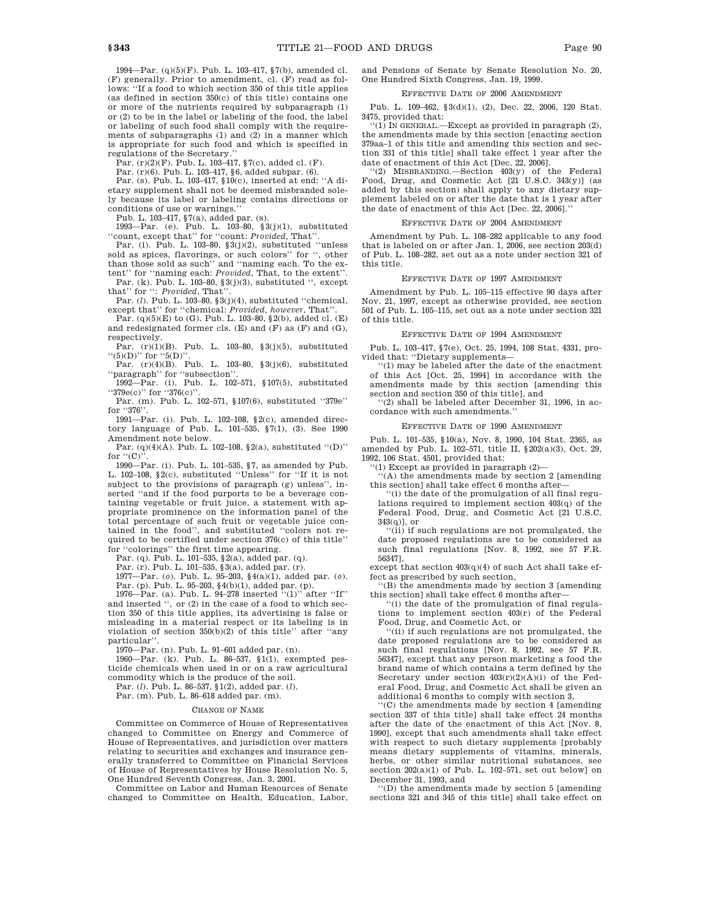1994—Par. (q)(5)(F). Pub. L. 103–417, §7(b), amended cl. (F) generally. Prior to amendment, cl. (F) read as follows: ''If a food to which section 350 of this title applies (as defined in section 350(c) of this title) contains one or more of the nutrients required by subparagraph (1) or (2) to be in the label or labeling of the food, the label or labeling of such food shall comply with the requirements of subparagraphs (1) and (2) in a manner which is appropriate for such food and which is specified in regulations of the Secretary.''

Par. (r)(2)(F). Pub. L. 103–417, §7(c), added cl. (F).

Par. (r)(6). Pub. L. 103–417, §6, added subpar. (6).

Par. (s). Pub. L. 103–417, §10(c), inserted at end: ''A dietary supplement shall not be deemed misbranded solely because its label or labeling contains directions or conditions of use or warnings.''

Pub. L. 103–417, §7(a), added par. (s).

1993—Par. (e). Pub. L. 103–80, §3(j)(1), substituted ''count, except that'' for ''count: *Provided*, That''.

Par. (i). Pub. L. 103–80, §3(j)(2), substituted ''unless sold as spices, flavorings, or such colors'' for '', other than those sold as such'' and ''naming each. To the extent'' for ''naming each: *Provided*, That, to the extent''.

Par. (k). Pub. L. 103–80, §3(j)(3), substituted '', except that'' for '': *Provided*, That''.

Par. (*l*). Pub. L. 103–80, §3(j)(4), substituted ''chemical, except that'' for ''chemical: *Provided, however*, That''.

Par. (q)(5)(E) to (G). Pub. L. 103–80, §2(b), added cl. (E) and redesignated former cls. (E) and (F) as (F) and (G), respectively.

Par. (r)(1)(B). Pub. L. 103–80, §3(j)(5), substituted ''(5)(D)'' for ''5(D)''.

Par. (r)(4)(B). Pub. L. 103–80, §3(j)(6), substituted ''paragraph'' for ''subsection''.

1992—Par. (i). Pub. L. 102–571, §107(5), substituted ''379e(c)'' for ''376(c)''.

Par. (m). Pub. L. 102–571, §107(6), substituted ''379e'' for ''376''.

1991—Par. (i). Pub. L. 102–108, §2(c), amended directory language of Pub. L. 101–535, §7(1), (3). See 1990 Amendment note below.

Par. (q)(4)(A). Pub. L. 102–108, §2(a), substituted ''(D)'' for ''(C)''.

1990—Par. (i). Pub. L. 101–535, §7, as amended by Pub. L. 102–108, §2(c), substituted ''Unless'' for ''If it is not subject to the provisions of paragraph (g) unless'', inserted ''and if the food purports to be a beverage containing vegetable or fruit juice, a statement with appropriate prominence on the information panel of the total percentage of such fruit or vegetable juice contained in the food'', and substituted ''colors not required to be certified under section 376(c) of this title'' for ''colorings'' the first time appearing.

Par. (q). Pub. L. 101–535, §2(a), added par. (q).

Par. (r). Pub. L. 101–535, §3(a), added par. (r).

1977—Par. (*o*). Pub. L. 95–203, §4(a)(1), added par. (*o*).

Par. (p). Pub. L. 95–203, §4(b)(1), added par. (p).

1976—Par. (a). Pub. L. 94–278 inserted ''(1)'' after ''If'' and inserted '', or (2) in the case of a food to which section 350 of this title applies, its advertising is false or misleading in a material respect or its labeling is in violation of section 350(b)(2) of this title'' after ''any particular''.

1970—Par. (n). Pub. L. 91–601 added par. (n).

1960—Par. (k). Pub. L. 86–537, §1(1), exempted pesticide chemicals when used in or on a raw agricultural commodity which is the produce of the soil.

Par. (*l*). Pub. L. 86–537, §1(2), added par. (*l*).

Par. (m). Pub. L. 86–618 added par. (m).

### CHANGE OF NAME

Committee on Commerce of House of Representatives changed to Committee on Energy and Commerce of House of Representatives, and jurisdiction over matters relating to securities and exchanges and insurance generally transferred to Committee on Financial Services of House of Representatives by House Resolution No. 5, One Hundred Seventh Congress, Jan. 3, 2001.

Committee on Labor and Human Resources of Senate changed to Committee on Health, Education, Labor, and Pensions of Senate by Senate Resolution No. 20, One Hundred Sixth Congress, Jan. 19, 1999.

### EFFECTIVE DATE OF 2006 AMENDMENT

Pub. L. 109–462, §3(d)(1), (2), Dec. 22, 2006, 120 Stat. 3475, provided that:

''(1) IN GENERAL.—Except as provided in paragraph (2), the amendments made by this section [enacting section 379aa–1 of this title and amending this section and section 331 of this title] shall take effect 1 year after the date of enactment of this Act [Dec. 22, 2006].

''(2) MISBRANDING.—Section 403(y) of the Federal Food, Drug, and Cosmetic Act [21 U.S.C. 343(y)] (as added by this section) shall apply to any dietary supplement labeled on or after the date that is 1 year after the date of enactment of this Act [Dec. 22, 2006].''

### EFFECTIVE DATE OF 2004 AMENDMENT

Amendment by Pub. L. 108–282 applicable to any food that is labeled on or after Jan. 1, 2006, see section 203(d) of Pub. L. 108–282, set out as a note under section 321 of this title.

### EFFECTIVE DATE OF 1997 AMENDMENT

Amendment by Pub. L. 105–115 effective 90 days after Nov. 21, 1997, except as otherwise provided, see section 501 of Pub. L. 105–115, set out as a note under section 321 of this title.

### EFFECTIVE DATE OF 1994 AMENDMENT

Pub. L. 103–417, §7(e), Oct. 25, 1994, 108 Stat. 4331, provided that: ''Dietary supplements—

''(1) may be labeled after the date of the enactment of this Act [Oct. 25, 1994] in accordance with the amendments made by this section [amending this section and section 350 of this title], and

''(2) shall be labeled after December 31, 1996, in accordance with such amendments.''

### EFFECTIVE DATE OF 1990 AMENDMENT

Pub. L. 101–535, §10(a), Nov. 8, 1990, 104 Stat. 2365, as amended by Pub. L. 102–571, title II, §202(a)(3), Oct. 29, 1992, 106 Stat. 4501, provided that:

''(1) Except as provided in paragraph (2)—

''(A) the amendments made by section 2 [amending this section] shall take effect 6 months after—

''(i) the date of the promulgation of all final regulations required to implement section 403(q) of the Federal Food, Drug, and Cosmetic Act [21 U.S.C. 343(q)], or

''(ii) if such regulations are not promulgated, the date proposed regulations are to be considered as such final regulations [Nov. 8, 1992, see 57 F.R. 56347],

except that section 403(q)(4) of such Act shall take effect as prescribed by such section,

''(B) the amendments made by section 3 [amending this section] shall take effect 6 months after—

''(i) the date of the promulgation of final regulations to implement section 403(r) of the Federal Food, Drug, and Cosmetic Act, or

''(ii) if such regulations are not promulgated, the date proposed regulations are to be considered as such final regulations [Nov. 8, 1992, see 57 F.R. 56347], except that any person marketing a food the brand name of which contains a term defined by the Secretary under section 403(r)(2)(A)(i) of the Federal Food, Drug, and Cosmetic Act shall be given an additional 6 months to comply with section 3,

''(C) the amendments made by section 4 [amending section 337 of this title] shall take effect 24 months after the date of the enactment of this Act [Nov. 8, 1990], except that such amendments shall take effect with respect to such dietary supplements [probably means dietary supplements of vitamins, minerals, herbs, or other similar nutritional substances, see section 202(a)(1) of Pub. L. 102–571, set out below] on December 31, 1993, and

''(D) the amendments made by section 5 [amending sections 321 and 345 of this title] shall take effect on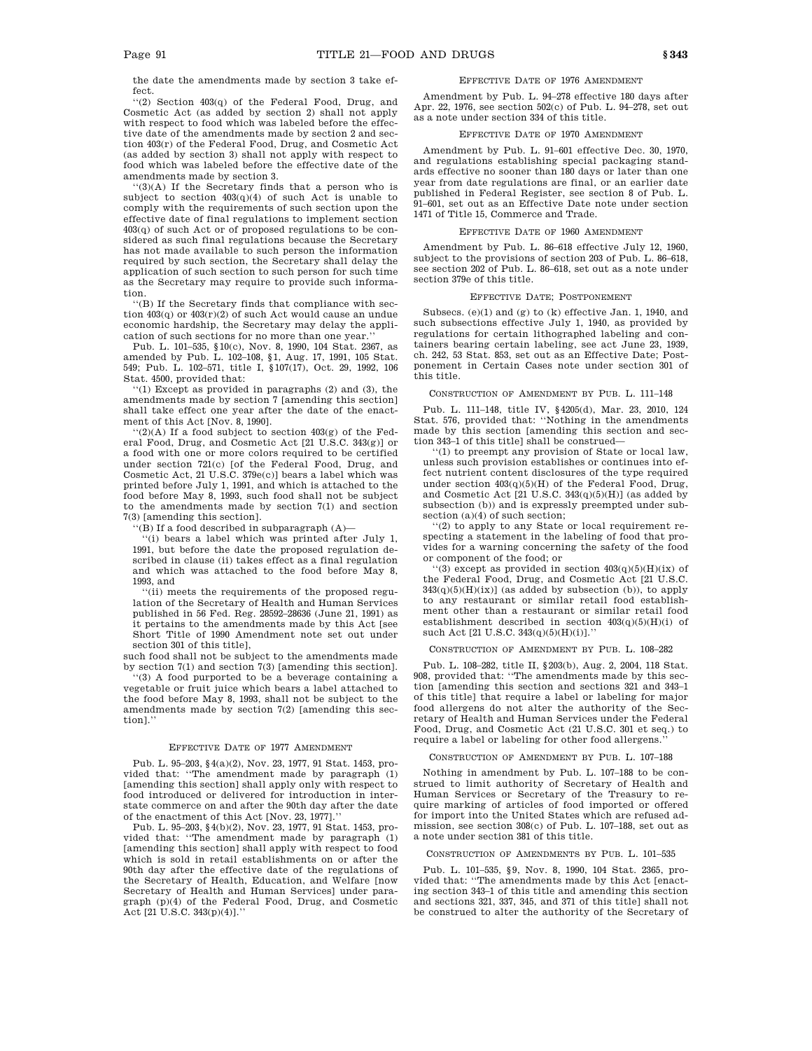the date the amendments made by section 3 take effect.

''(2) Section 403(q) of the Federal Food, Drug, and Cosmetic Act (as added by section 2) shall not apply with respect to food which was labeled before the effective date of the amendments made by section 2 and section 403(r) of the Federal Food, Drug, and Cosmetic Act (as added by section 3) shall not apply with respect to food which was labeled before the effective date of the amendments made by section 3.

''(3)(A) If the Secretary finds that a person who is subject to section 403(q)(4) of such Act is unable to comply with the requirements of such section upon the effective date of final regulations to implement section 403(q) of such Act or of proposed regulations to be considered as such final regulations because the Secretary has not made available to such person the information required by such section, the Secretary shall delay the application of such section to such person for such time as the Secretary may require to provide such information.

''(B) If the Secretary finds that compliance with section 403(q) or 403(r)(2) of such Act would cause an undue economic hardship, the Secretary may delay the application of such sections for no more than one year.''

Pub. L. 101–535, §10(c), Nov. 8, 1990, 104 Stat. 2367, as amended by Pub. L. 102–108, §1, Aug. 17, 1991, 105 Stat. 549; Pub. L. 102–571, title I, §107(17), Oct. 29, 1992, 106 Stat. 4500, provided that:

''(1) Except as provided in paragraphs (2) and (3), the amendments made by section 7 [amending this section] shall take effect one year after the date of the enactment of this Act [Nov. 8, 1990].

''(2)(A) If a food subject to section 403(g) of the Federal Food, Drug, and Cosmetic Act [21 U.S.C. 343(g)] or a food with one or more colors required to be certified under section 721(c) [of the Federal Food, Drug, and Cosmetic Act, 21 U.S.C. 379e(c)] bears a label which was printed before July 1, 1991, and which is attached to the food before May 8, 1993, such food shall not be subject to the amendments made by section 7(1) and section 7(3) [amending this section].

''(B) If a food described in subparagraph (A)—

''(i) bears a label which was printed after July 1, 1991, but before the date the proposed regulation described in clause (ii) takes effect as a final regulation and which was attached to the food before May 8, 1993, and

''(ii) meets the requirements of the proposed regulation of the Secretary of Health and Human Services published in 56 Fed. Reg. 28592–28636 (June 21, 1991) as it pertains to the amendments made by this Act [see Short Title of 1990 Amendment note set out under section 301 of this title],

such food shall not be subject to the amendments made by section 7(1) and section 7(3) [amending this section].

''(3) A food purported to be a beverage containing a vegetable or fruit juice which bears a label attached to the food before May 8, 1993, shall not be subject to the amendments made by section 7(2) [amending this section].''

EFFECTIVE DATE OF 1977 AMENDMENT

Pub. L. 95–203, §4(a)(2), Nov. 23, 1977, 91 Stat. 1453, provided that: ''The amendment made by paragraph (1) [amending this section] shall apply only with respect to food introduced or delivered for introduction in interstate commerce on and after the 90th day after the date of the enactment of this Act [Nov. 23, 1977].''

Pub. L. 95–203, §4(b)(2), Nov. 23, 1977, 91 Stat. 1453, provided that: ''The amendment made by paragraph (1) [amending this section] shall apply with respect to food which is sold in retail establishments on or after the 90th day after the effective date of the regulations of the Secretary of Health, Education, and Welfare [now Secretary of Health and Human Services] under paragraph (p)(4) of the Federal Food, Drug, and Cosmetic Act [21 U.S.C. 343(p)(4)].''

EFFECTIVE DATE OF 1976 AMENDMENT

Amendment by Pub. L. 94–278 effective 180 days after Apr. 22, 1976, see section 502(c) of Pub. L. 94–278, set out as a note under section 334 of this title.

EFFECTIVE DATE OF 1970 AMENDMENT

Amendment by Pub. L. 91–601 effective Dec. 30, 1970, and regulations establishing special packaging standards effective no sooner than 180 days or later than one year from date regulations are final, or an earlier date published in Federal Register, see section 8 of Pub. L. 91–601, set out as an Effective Date note under section 1471 of Title 15, Commerce and Trade.

EFFECTIVE DATE OF 1960 AMENDMENT

Amendment by Pub. L. 86–618 effective July 12, 1960, subject to the provisions of section 203 of Pub. L. 86–618, see section 202 of Pub. L. 86–618, set out as a note under section 379e of this title.

EFFECTIVE DATE; POSTPONEMENT

Subsecs. (e)(1) and (g) to (k) effective Jan. 1, 1940, and such subsections effective July 1, 1940, as provided by regulations for certain lithographed labeling and containers bearing certain labeling, see act June 23, 1939, ch. 242, 53 Stat. 853, set out as an Effective Date; Postponement in Certain Cases note under section 301 of this title.

CONSTRUCTION OF AMENDMENT BY PUB. L. 111–148

Pub. L. 111–148, title IV, §4205(d), Mar. 23, 2010, 124 Stat. 576, provided that: ''Nothing in the amendments made by this section [amending this section and section 343–1 of this title] shall be construed—

''(1) to preempt any provision of State or local law, unless such provision establishes or continues into effect nutrient content disclosures of the type required under section 403(q)(5)(H) of the Federal Food, Drug, and Cosmetic Act [21 U.S.C. 343(q)(5)(H)] (as added by subsection (b)) and is expressly preempted under subsection (a)(4) of such section;

''(2) to apply to any State or local requirement respecting a statement in the labeling of food that provides for a warning concerning the safety of the food or component of the food; or

''(3) except as provided in section 403(q)(5)(H)(ix) of the Federal Food, Drug, and Cosmetic Act [21 U.S.C. 343(q)(5)(H)(ix)] (as added by subsection (b)), to apply to any restaurant or similar retail food establishment other than a restaurant or similar retail food establishment described in section 403(q)(5)(H)(i) of such Act [21 U.S.C. 343(q)(5)(H)(i)].''

CONSTRUCTION OF AMENDMENT BY PUB. L. 108–282

Pub. L. 108–282, title II, §203(b), Aug. 2, 2004, 118 Stat. 908, provided that: ''The amendments made by this section [amending this section and sections 321 and 343–1 of this title] that require a label or labeling for major food allergens do not alter the authority of the Secretary of Health and Human Services under the Federal Food, Drug, and Cosmetic Act (21 U.S.C. 301 et seq.) to require a label or labeling for other food allergens.''

CONSTRUCTION OF AMENDMENT BY PUB. L. 107–188

Nothing in amendment by Pub. L. 107–188 to be construed to limit authority of Secretary of Health and Human Services or Secretary of the Treasury to require marking of articles of food imported or offered for import into the United States which are refused admission, see section 308(c) of Pub. L. 107–188, set out as a note under section 381 of this title.

CONSTRUCTION OF AMENDMENTS BY PUB. L. 101–535

Pub. L. 101–535, §9, Nov. 8, 1990, 104 Stat. 2365, provided that: ''The amendments made by this Act [enacting section 343–1 of this title and amending this section and sections 321, 337, 345, and 371 of this title] shall not be construed to alter the authority of the Secretary of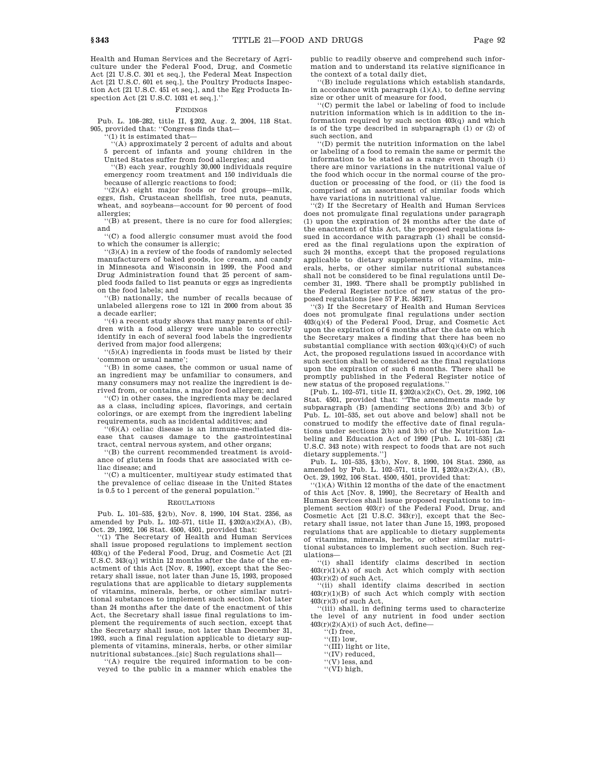Health and Human Services and the Secretary of Agriculture under the Federal Food, Drug, and Cosmetic Act [21 U.S.C. 301 et seq.], the Federal Meat Inspection Act [21 U.S.C. 601 et seq.], the Poultry Products Inspection Act [21 U.S.C. 451 et seq.], and the Egg Products Inspection Act [21 U.S.C. 1031 et seq.].''

FINDINGS

Pub. L. 108–282, title II, §202, Aug. 2, 2004, 118 Stat. 905, provided that: ''Congress finds that—

''(1) it is estimated that—

''(A) approximately 2 percent of adults and about 5 percent of infants and young children in the United States suffer from food allergies; and

''(B) each year, roughly 30,000 individuals require emergency room treatment and 150 individuals die because of allergic reactions to food;

''(2)(A) eight major foods or food groups—milk, eggs, fish, Crustacean shellfish, tree nuts, peanuts, wheat, and soybeans—account for 90 percent of food allergies;

''(B) at present, there is no cure for food allergies; and

''(C) a food allergic consumer must avoid the food to which the consumer is allergic;

''(3)(A) in a review of the foods of randomly selected manufacturers of baked goods, ice cream, and candy in Minnesota and Wisconsin in 1999, the Food and Drug Administration found that 25 percent of sampled foods failed to list peanuts or eggs as ingredients on the food labels; and

''(B) nationally, the number of recalls because of unlabeled allergens rose to 121 in 2000 from about 35 a decade earlier;

''(4) a recent study shows that many parents of children with a food allergy were unable to correctly identify in each of several food labels the ingredients derived from major food allergens;

''(5)(A) ingredients in foods must be listed by their 'common or usual name';

''(B) in some cases, the common or usual name of an ingredient may be unfamiliar to consumers, and many consumers may not realize the ingredient is derived from, or contains, a major food allergen; and

''(C) in other cases, the ingredients may be declared as a class, including spices, flavorings, and certain colorings, or are exempt from the ingredient labeling requirements, such as incidental additives; and

''(6)(A) celiac disease is an immune-mediated disease that causes damage to the gastrointestinal tract, central nervous system, and other organs;

''(B) the current recommended treatment is avoidance of glutens in foods that are associated with celiac disease; and

''(C) a multicenter, multiyear study estimated that the prevalence of celiac disease in the United States is 0.5 to 1 percent of the general population.''

REGULATIONS

Pub. L. 101–535, §2(b), Nov. 8, 1990, 104 Stat. 2356, as amended by Pub. L. 102–571, title II, §202(a)(2)(A), (B), Oct. 29, 1992, 106 Stat. 4500, 4501, provided that:

''(1) The Secretary of Health and Human Services shall issue proposed regulations to implement section 403(q) of the Federal Food, Drug, and Cosmetic Act [21 U.S.C. 343(q)] within 12 months after the date of the enactment of this Act [Nov. 8, 1990], except that the Secretary shall issue, not later than June 15, 1993, proposed regulations that are applicable to dietary supplements of vitamins, minerals, herbs, or other similar nutritional substances to implement such section. Not later than 24 months after the date of the enactment of this Act, the Secretary shall issue final regulations to implement the requirements of such section, except that the Secretary shall issue, not later than December 31, 1993, such a final regulation applicable to dietary supplements of vitamins, minerals, herbs, or other similar nutritional substances..[sic] Such regulations shall—

''(A) require the required information to be conveyed to the public in a manner which enables the public to readily observe and comprehend such information and to understand its relative significance in the context of a total daily diet,

''(B) include regulations which establish standards, in accordance with paragraph (1)(A), to define serving size or other unit of measure for food,

''(C) permit the label or labeling of food to include nutrition information which is in addition to the information required by such section 403(q) and which is of the type described in subparagraph (1) or (2) of such section, and

''(D) permit the nutrition information on the label or labeling of a food to remain the same or permit the information to be stated as a range even though (i) there are minor variations in the nutritional value of the food which occur in the normal course of the production or processing of the food, or (ii) the food is comprised of an assortment of similar foods which have variations in nutritional value.

''(2) If the Secretary of Health and Human Services does not promulgate final regulations under paragraph (1) upon the expiration of 24 months after the date of the enactment of this Act, the proposed regulations issued in accordance with paragraph (1) shall be considered as the final regulations upon the expiration of such 24 months, except that the proposed regulations applicable to dietary supplements of vitamins, minerals, herbs, or other similar nutritional substances shall not be considered to be final regulations until December 31, 1993. There shall be promptly published in the Federal Register notice of new status of the proposed regulations [see 57 F.R. 56347].

''(3) If the Secretary of Health and Human Services does not promulgate final regulations under section 403(q)(4) of the Federal Food, Drug, and Cosmetic Act upon the expiration of 6 months after the date on which the Secretary makes a finding that there has been no substantial compliance with section 403(q)(4)(C) of such Act, the proposed regulations issued in accordance with such section shall be considered as the final regulations upon the expiration of such 6 months. There shall be promptly published in the Federal Register notice of new status of the proposed regulations.''

[Pub. L. 102–571, title II, §202(a)(2)(C), Oct. 29, 1992, 106 Stat. 4501, provided that: ''The amendments made by subparagraph (B) [amending sections 2(b) and 3(b) of Pub. L. 101–535, set out above and below] shall not be construed to modify the effective date of final regulations under sections 2(b) and 3(b) of the Nutrition Labeling and Education Act of 1990 [Pub. L. 101–535] (21 U.S.C. 343 note) with respect to foods that are not such dietary supplements.'']

Pub. L. 101–535, §3(b), Nov. 8, 1990, 104 Stat. 2360, as amended by Pub. L. 102–571, title II, §202(a)(2)(A), (B), Oct. 29, 1992, 106 Stat. 4500, 4501, provided that:

''(1)(A) Within 12 months of the date of the enactment of this Act [Nov. 8, 1990], the Secretary of Health and Human Services shall issue proposed regulations to implement section 403(r) of the Federal Food, Drug, and Cosmetic Act [21 U.S.C. 343(r)], except that the Secretary shall issue, not later than June 15, 1993, proposed regulations that are applicable to dietary supplements of vitamins, minerals, herbs, or other similar nutritional substances to implement such section. Such regulations—

''(i) shall identify claims described in section 403(r)(1)(A) of such Act which comply with section 403(r)(2) of such Act,

''(ii) shall identify claims described in section 403(r)(1)(B) of such Act which comply with section 403(r)(3) of such Act,

''(iii) shall, in defining terms used to characterize the level of any nutrient in food under section 403(r)(2)(A)(i) of such Act, define—

''(I) free,

''(II) low,

''(III) light or lite,

''(IV) reduced,

''(V) less, and

''(VI) high,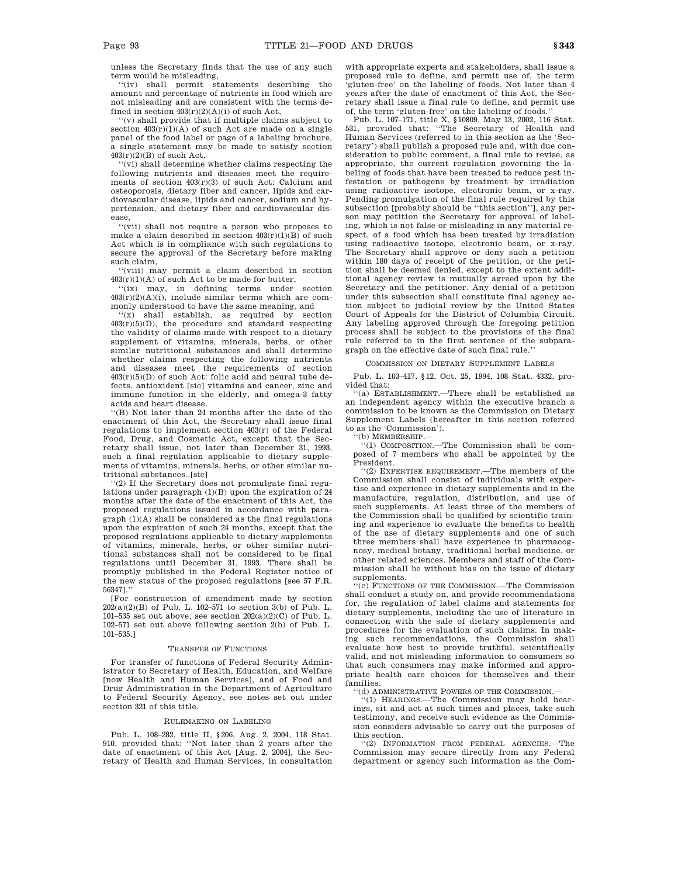unless the Secretary finds that the use of any such term would be misleading,

''(iv) shall permit statements describing the amount and percentage of nutrients in food which are not misleading and are consistent with the terms defined in section 403(r)(2)(A)(i) of such Act,

''(v) shall provide that if multiple claims subject to section 403(r)(1)(A) of such Act are made on a single panel of the food label or page of a labeling brochure, a single statement may be made to satisfy section 403(r)(2)(B) of such Act,

''(vi) shall determine whether claims respecting the following nutrients and diseases meet the requirements of section 403(r)(3) of such Act: Calcium and osteoporosis, dietary fiber and cancer, lipids and cardiovascular disease, lipids and cancer, sodium and hypertension, and dietary fiber and cardiovascular disease,

''(vii) shall not require a person who proposes to make a claim described in section 403(r)(1)(B) of such Act which is in compliance with such regulations to secure the approval of the Secretary before making such claim,

''(viii) may permit a claim described in section 403(r)(1)(A) of such Act to be made for butter,

''(ix) may, in defining terms under section 403(r)(2)(A)(i), include similar terms which are commonly understood to have the same meaning, and

''(x) shall establish, as required by section 403(r)(5)(D), the procedure and standard respecting the validity of claims made with respect to a dietary supplement of vitamins, minerals, herbs, or other similar nutritional substances and shall determine whether claims respecting the following nutrients and diseases meet the requirements of section 403(r)(5)(D) of such Act: folic acid and neural tube defects, antioxident [sic] vitamins and cancer, zinc and immune function in the elderly, and omega-3 fatty acids and heart disease.

''(B) Not later than 24 months after the date of the enactment of this Act, the Secretary shall issue final regulations to implement section 403(r) of the Federal Food, Drug, and Cosmetic Act, except that the Secretary shall issue, not later than December 31, 1993, such a final regulation applicable to dietary supplements of vitamins, minerals, herbs, or other similar nutritional substances..[sic]

''(2) If the Secretary does not promulgate final regulations under paragraph (1)(B) upon the expiration of 24 months after the date of the enactment of this Act, the proposed regulations issued in accordance with paragraph (1)(A) shall be considered as the final regulations upon the expiration of such 24 months, except that the proposed regulations applicable to dietary supplements of vitamins, minerals, herbs, or other similar nutritional substances shall not be considered to be final regulations until December 31, 1993. There shall be promptly published in the Federal Register notice of the new status of the proposed regulations [see 57 F.R. 56347].''

[For construction of amendment made by section 202(a)(2)(B) of Pub. L. 102–571 to section 3(b) of Pub. L. 101–535 set out above, see section 202(a)(2)(C) of Pub. L. 102–571 set out above following section 2(b) of Pub. L. 101–535.]

### TRANSFER OF FUNCTIONS

For transfer of functions of Federal Security Administrator to Secretary of Health, Education, and Welfare [now Health and Human Services], and of Food and Drug Administration in the Department of Agriculture to Federal Security Agency, see notes set out under section 321 of this title.

### RULEMAKING ON LABELING

Pub. L. 108–282, title II, §206, Aug. 2, 2004, 118 Stat. 910, provided that: ''Not later than 2 years after the date of enactment of this Act [Aug. 2, 2004], the Secretary of Health and Human Services, in consultation with appropriate experts and stakeholders, shall issue a proposed rule to define, and permit use of, the term 'gluten-free' on the labeling of foods. Not later than 4 years after the date of enactment of this Act, the Secretary shall issue a final rule to define, and permit use of, the term 'gluten-free' on the labeling of foods.''

Pub. L. 107–171, title X, §10809, May 13, 2002, 116 Stat. 531, provided that: ''The Secretary of Health and Human Services (referred to in this section as the 'Secretary') shall publish a proposed rule and, with due consideration to public comment, a final rule to revise, as appropriate, the current regulation governing the labeling of foods that have been treated to reduce pest infestation or pathogens by treatment by irradiation using radioactive isotope, electronic beam, or x-ray. Pending promulgation of the final rule required by this subsection [probably should be ''this section''], any person may petition the Secretary for approval of labeling, which is not false or misleading in any material respect, of a food which has been treated by irradiation using radioactive isotope, electronic beam, or x-ray. The Secretary shall approve or deny such a petition within 180 days of receipt of the petition, or the petition shall be deemed denied, except to the extent additional agency review is mutually agreed upon by the Secretary and the petitioner. Any denial of a petition under this subsection shall constitute final agency action subject to judicial review by the United States Court of Appeals for the District of Columbia Circuit. Any labeling approved through the foregoing petition process shall be subject to the provisions of the final rule referred to in the first sentence of the subparagraph on the effective date of such final rule.''

### COMMISSION ON DIETARY SUPPLEMENT LABELS

Pub. L. 103–417, §12, Oct. 25, 1994, 108 Stat. 4332, provided that:

''(a) ESTABLISHMENT.—There shall be established as an independent agency within the executive branch a commission to be known as the Commission on Dietary Supplement Labels (hereafter in this section referred to as the 'Commission').

''(b) MEMBERSHIP.—

''(1) COMPOSITION.—The Commission shall be composed of 7 members who shall be appointed by the President.

''(2) EXPERTISE REQUIREMENT.—The members of the Commission shall consist of individuals with expertise and experience in dietary supplements and in the manufacture, regulation, distribution, and use of such supplements. At least three of the members of the Commission shall be qualified by scientific training and experience to evaluate the benefits to health of the use of dietary supplements and one of such three members shall have experience in pharmacognosy, medical botany, traditional herbal medicine, or other related sciences. Members and staff of the Commission shall be without bias on the issue of dietary supplements.

''(c) FUNCTIONS OF THE COMMISSION.—The Commission shall conduct a study on, and provide recommendations for, the regulation of label claims and statements for dietary supplements, including the use of literature in connection with the sale of dietary supplements and procedures for the evaluation of such claims. In making such recommendations, the Commission shall evaluate how best to provide truthful, scientifically valid, and not misleading information to consumers so that such consumers may make informed and appropriate health care choices for themselves and their families.

''(d) ADMINISTRATIVE POWERS OF THE COMMISSION.—

''(1) HEARINGS.—The Commission may hold hearings, sit and act at such times and places, take such testimony, and receive such evidence as the Commission considers advisable to carry out the purposes of this section.

''(2) INFORMATION FROM FEDERAL AGENCIES.—The Commission may secure directly from any Federal department or agency such information as the Com-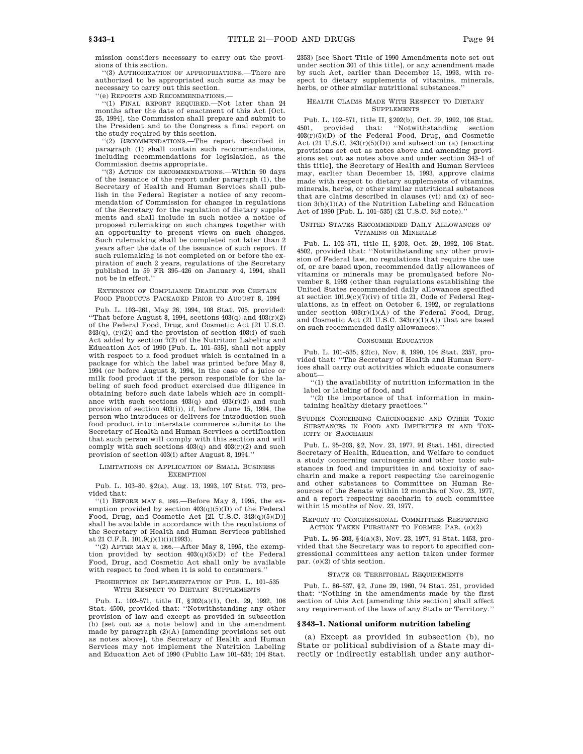mission considers necessary to carry out the provisions of this section.

''(3) AUTHORIZATION OF APPROPRIATIONS.—There are authorized to be appropriated such sums as may be necessary to carry out this section.

''(e) REPORTS AND RECOMMENDATIONS.—

''(1) FINAL REPORT REQUIRED.—Not later than 24 months after the date of enactment of this Act [Oct. 25, 1994], the Commission shall prepare and submit to the President and to the Congress a final report on the study required by this section.

''(2) RECOMMENDATIONS.—The report described in paragraph (1) shall contain such recommendations, including recommendations for legislation, as the Commission deems appropriate.

''(3) ACTION ON RECOMMENDATIONS.—Within 90 days of the issuance of the report under paragraph (1), the Secretary of Health and Human Services shall publish in the Federal Register a notice of any recommendation of Commission for changes in regulations of the Secretary for the regulation of dietary supplements and shall include in such notice a notice of proposed rulemaking on such changes together with an opportunity to present views on such changes. Such rulemaking shall be completed not later than 2 years after the date of the issuance of such report. If such rulemaking is not completed on or before the expiration of such 2 years, regulations of the Secretary published in 59 FR 395–426 on January 4, 1994, shall not be in effect.''

EXTENSION OF COMPLIANCE DEADLINE FOR CERTAIN FOOD PRODUCTS PACKAGED PRIOR TO AUGUST 8, 1994

Pub. L. 103–261, May 26, 1994, 108 Stat. 705, provided: ''That before August 8, 1994, sections 403(q) and 403(r)(2) of the Federal Food, Drug, and Cosmetic Act [21 U.S.C. 343(q), (r)(2)] and the provision of section 403(i) of such Act added by section 7(2) of the Nutrition Labeling and Education Act of 1990 [Pub. L. 101–535], shall not apply with respect to a food product which is contained in a package for which the label was printed before May 8, 1994 (or before August 8, 1994, in the case of a juice or milk food product if the person responsible for the labeling of such food product exercised due diligence in obtaining before such date labels which are in compliance with such sections 403(q) and 403(r)(2) and such provision of section 403(i)), if, before June 15, 1994, the person who introduces or delivers for introduction such food product into interstate commerce submits to the Secretary of Health and Human Services a certification that such person will comply with this section and will comply with such sections 403(q) and 403(r)(2) and such provision of section 403(i) after August 8, 1994.''

LIMITATIONS ON APPLICATION OF SMALL BUSINESS EXEMPTION

Pub. L. 103–80, §2(a), Aug. 13, 1993, 107 Stat. 773, provided that:

''(1) BEFORE MAY 8, 1995.—Before May 8, 1995, the exemption provided by section 403(q)(5)(D) of the Federal Food, Drug, and Cosmetic Act [21 U.S.C. 343(q)(5)(D)] shall be available in accordance with the regulations of the Secretary of Health and Human Services published at 21 C.F.R. 101.9(j)(1)(i)(1993).

''(2) AFTER MAY 8, 1995.—After May 8, 1995, the exemption provided by section 403(q)(5)(D) of the Federal Food, Drug, and Cosmetic Act shall only be available with respect to food when it is sold to consumers.''

PROHIBITION ON IMPLEMENTATION OF PUB. L. 101–535 WITH RESPECT TO DIETARY SUPPLEMENTS

Pub. L. 102–571, title II, §202(a)(1), Oct. 29, 1992, 106 Stat. 4500, provided that: ''Notwithstanding any other provision of law and except as provided in subsection (b) [set out as a note below] and in the amendment made by paragraph (2)(A) [amending provisions set out as notes above], the Secretary of Health and Human Services may not implement the Nutrition Labeling and Education Act of 1990 (Public Law 101–535; 104 Stat. 2353) [see Short Title of 1990 Amendments note set out under section 301 of this title], or any amendment made by such Act, earlier than December 15, 1993, with respect to dietary supplements of vitamins, minerals, herbs, or other similar nutritional substances.''

HEALTH CLAIMS MADE WITH RESPECT TO DIETARY SUPPLEMENTS

Pub. L. 102–571, title II, §202(b), Oct. 29, 1992, 106 Stat. 4501, provided that: ''Notwithstanding section 403(r)(5)(D) of the Federal Food, Drug, and Cosmetic Act (21 U.S.C. 343(r)(5)(D)) and subsection (a) [enacting provisions set out as notes above and amending provisions set out as notes above and under section 343–1 of this title], the Secretary of Health and Human Services may, earlier than December 15, 1993, approve claims made with respect to dietary supplements of vitamins, minerals, herbs, or other similar nutritional substances that are claims described in clauses (vi) and (x) of section 3(b)(1)(A) of the Nutrition Labeling and Education Act of 1990 [Pub. L. 101–535] (21 U.S.C. 343 note).''

UNITED STATES RECOMMENDED DAILY ALLOWANCES OF VITAMINS OR MINERALS

Pub. L. 102–571, title II, §203, Oct. 29, 1992, 106 Stat. 4502, provided that: ''Notwithstanding any other provision of Federal law, no regulations that require the use of, or are based upon, recommended daily allowances of vitamins or minerals may be promulgated before November 8, 1993 (other than regulations establishing the United States recommended daily allowances specified at section 101.9(c)(7)(iv) of title 21, Code of Federal Regulations, as in effect on October 6, 1992, or regulations under section 403(r)(1)(A) of the Federal Food, Drug, and Cosmetic Act (21 U.S.C. 343(r)(1)(A)) that are based on such recommended daily allowances).''

CONSUMER EDUCATION

Pub. L. 101–535, §2(c), Nov. 8, 1990, 104 Stat. 2357, provided that: ''The Secretary of Health and Human Services shall carry out activities which educate consumers about—

''(1) the availability of nutrition information in the label or labeling of food, and

''(2) the importance of that information in maintaining healthy dietary practices.''

STUDIES CONCERNING CARCINOGENIC AND OTHER TOXIC SUBSTANCES IN FOOD AND IMPURITIES IN AND TOXICITY OF SACCHARIN

Pub. L. 95–203, §2, Nov. 23, 1977, 91 Stat. 1451, directed Secretary of Health, Education, and Welfare to conduct a study concerning carcinogenic and other toxic substances in food and impurities in and toxicity of saccharin and make a report respecting the carcinogenic and other substances to Committee on Human Resources of the Senate within 12 months of Nov. 23, 1977, and a report respecting saccharin to such committee within 15 months of Nov. 23, 1977.

REPORT TO CONGRESSIONAL COMMITTEES RESPECTING ACTION TAKEN PURSUANT TO FORMER PAR. (*o*)(2)

Pub. L. 95–203, §4(a)(3), Nov. 23, 1977, 91 Stat. 1453, provided that the Secretary was to report to specified congressional committees any action taken under former par. (*o*)(2) of this section.

STATE OR TERRITORIAL REQUIREMENTS

Pub. L. 86–537, §2, June 29, 1960, 74 Stat. 251, provided that: ''Nothing in the amendments made by the first section of this Act [amending this section] shall affect any requirement of the laws of any State or Territory.''

## §343–1. National uniform nutrition labeling

(a) Except as provided in subsection (b), no State or political subdivision of a State may directly or indirectly establish under any author-